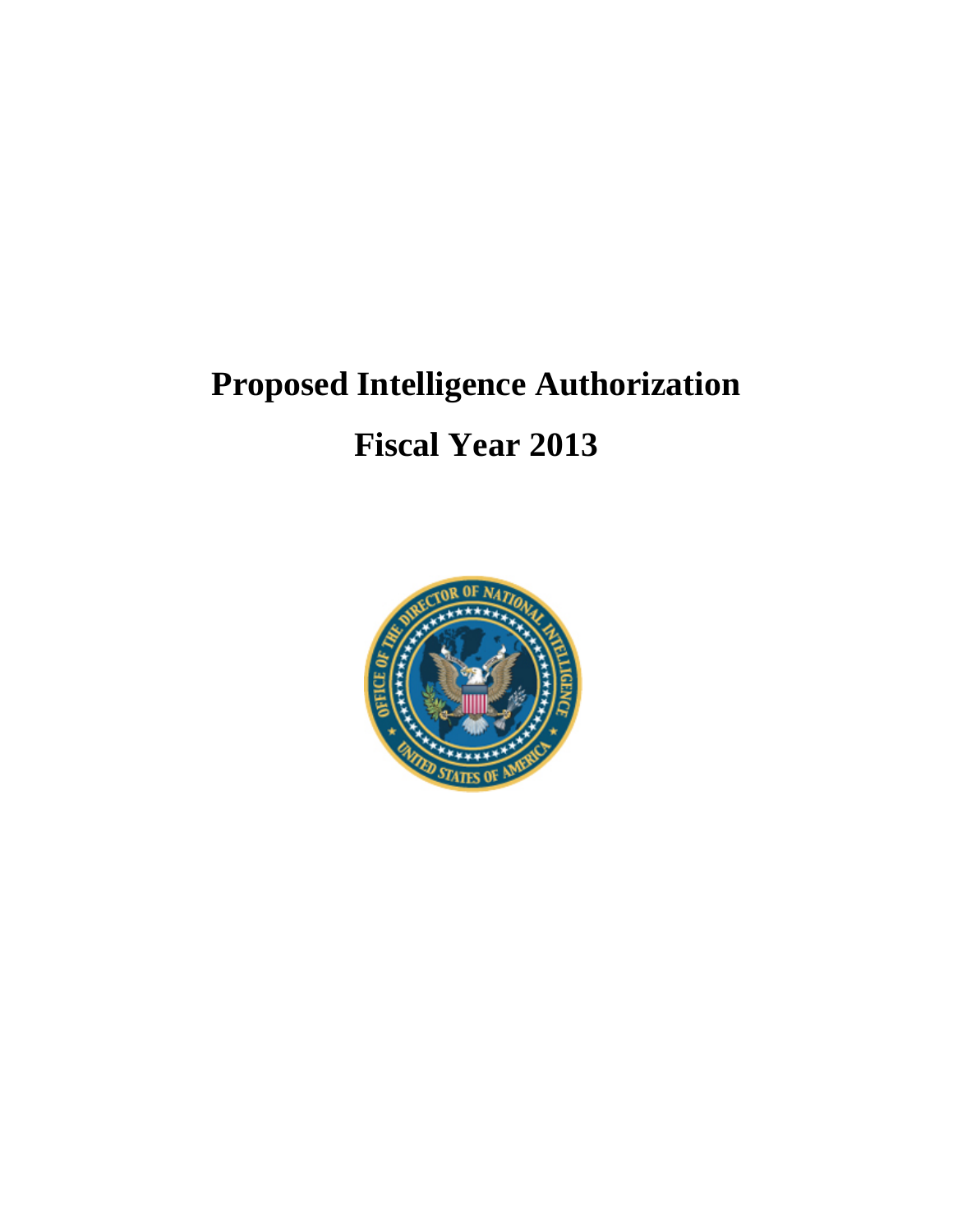# Proposed Intelligence Authorization

# Fiscal Year 2013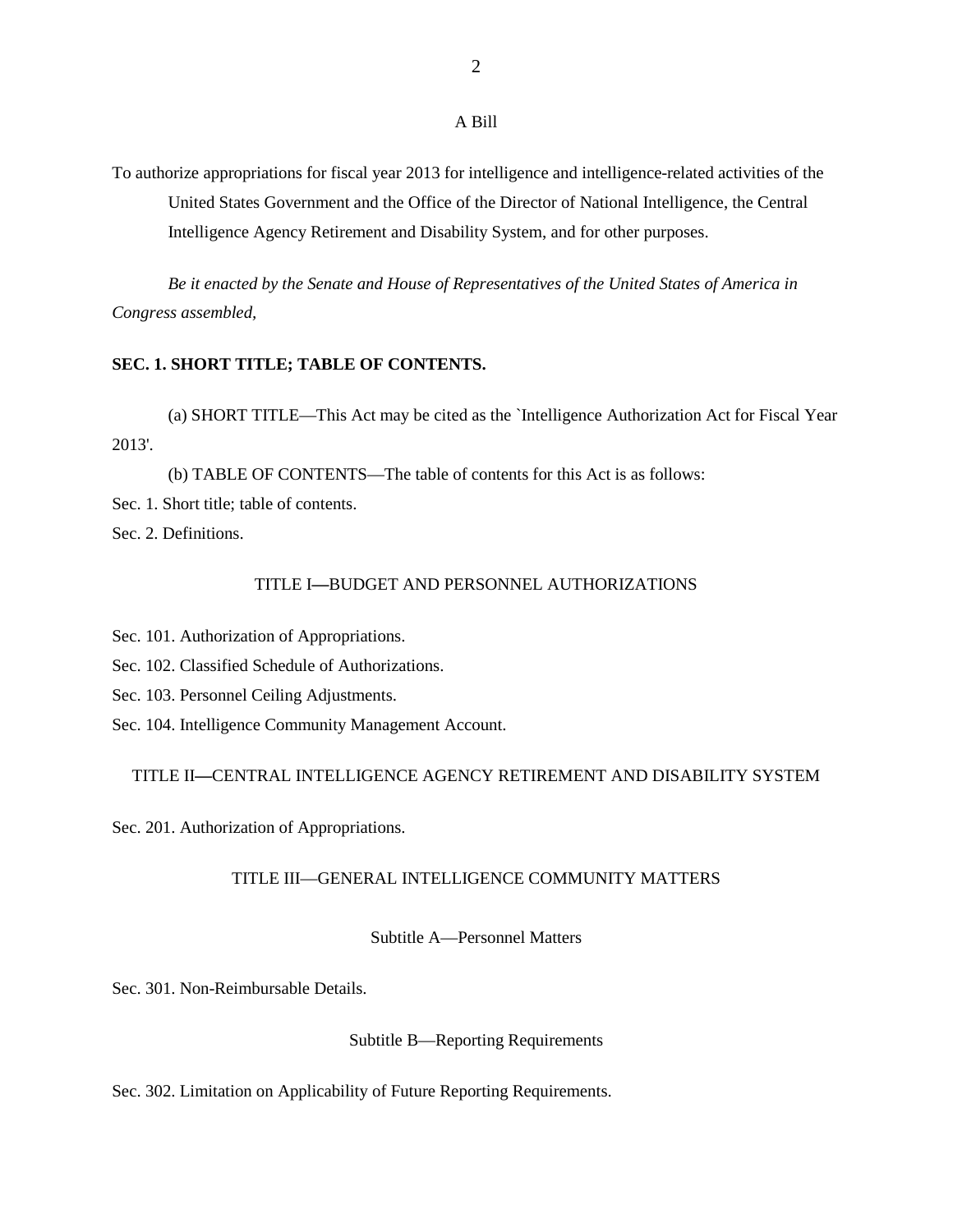A Bill

To authorize appropriations for fiscal year 2013 for intelligence and intelligence-related activities of the United States Government and the Office of the Director of National Intelligence, the Central Intelligence Agency Retirement and Disability System, and for other purposes.

*Be it enacted by the Senate and House of Representatives of the United States of America in Congress assembled,*

**SEC. 1. SHORT TITLE; TABLE OF CONTENTS.**

(a) SHORT TITLE—This Act may be cited as the `Intelligence Authorization Act for Fiscal Year 2013'.

(b) TABLE OF CONTENTS—The table of contents for this Act is as follows:

Sec. 1. Short title; table of contents.

Sec. 2. Definitions.

TITLE I—BUDGET AND PERSONNEL AUTHORIZATIONS

Sec. 101. Authorization of Appropriations.

Sec. 102. Classified Schedule of Authorizations.

Sec. 103. Personnel Ceiling Adjustments.

Sec. 104. Intelligence Community Management Account.

TITLE II—CENTRAL INTELLIGENCE AGENCY RETIREMENT AND DISABILITY SYSTEM

Sec. 201. Authorization of Appropriations.

TITLE III—GENERAL INTELLIGENCE COMMUNITY MATTERS

Subtitle A—Personnel Matters

Sec. 301. Non-Reimbursable Details.

Subtitle B—Reporting Requirements

Sec. 302. Limitation on Applicability of Future Reporting Requirements.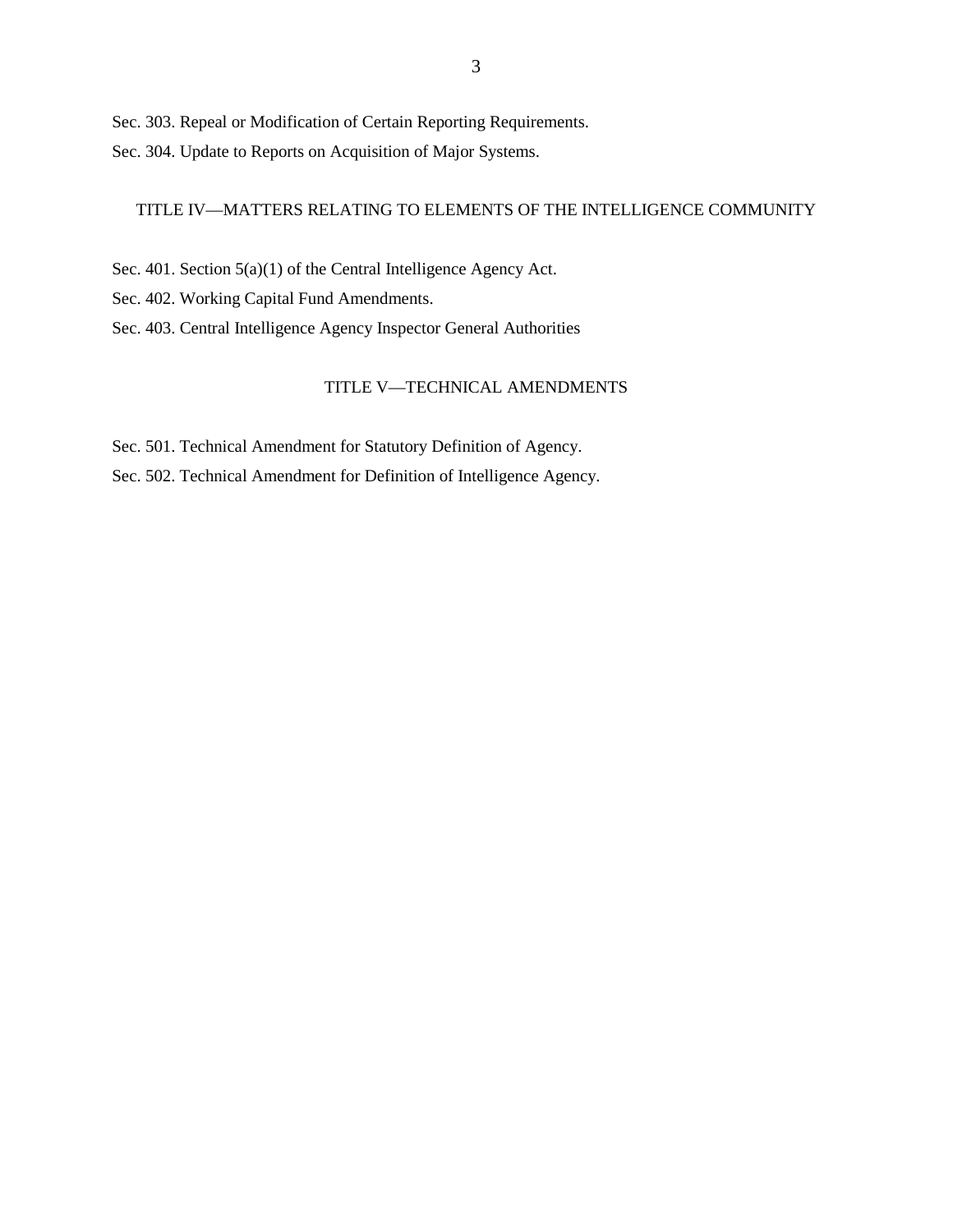Sec. 303. Repeal or Modification of Certain Reporting Requirements.

Sec. 304. Update to Reports on Acquisition of Major Systems.

TITLE IV—MATTERS RELATING TO ELEMENTS OF THE INTELLIGENCE COMMUNITY

Sec. 401. Section 5(a)(1) of the Central Intelligence Agency Act.

Sec. 402. Working Capital Fund Amendments.

Sec. 403. Central Intelligence Agency Inspector General Authorities

TITLE V—TECHNICAL AMENDMENTS

Sec. 501. Technical Amendment for Statutory Definition of Agency.

Sec. 502. Technical Amendment for Definition of Intelligence Agency.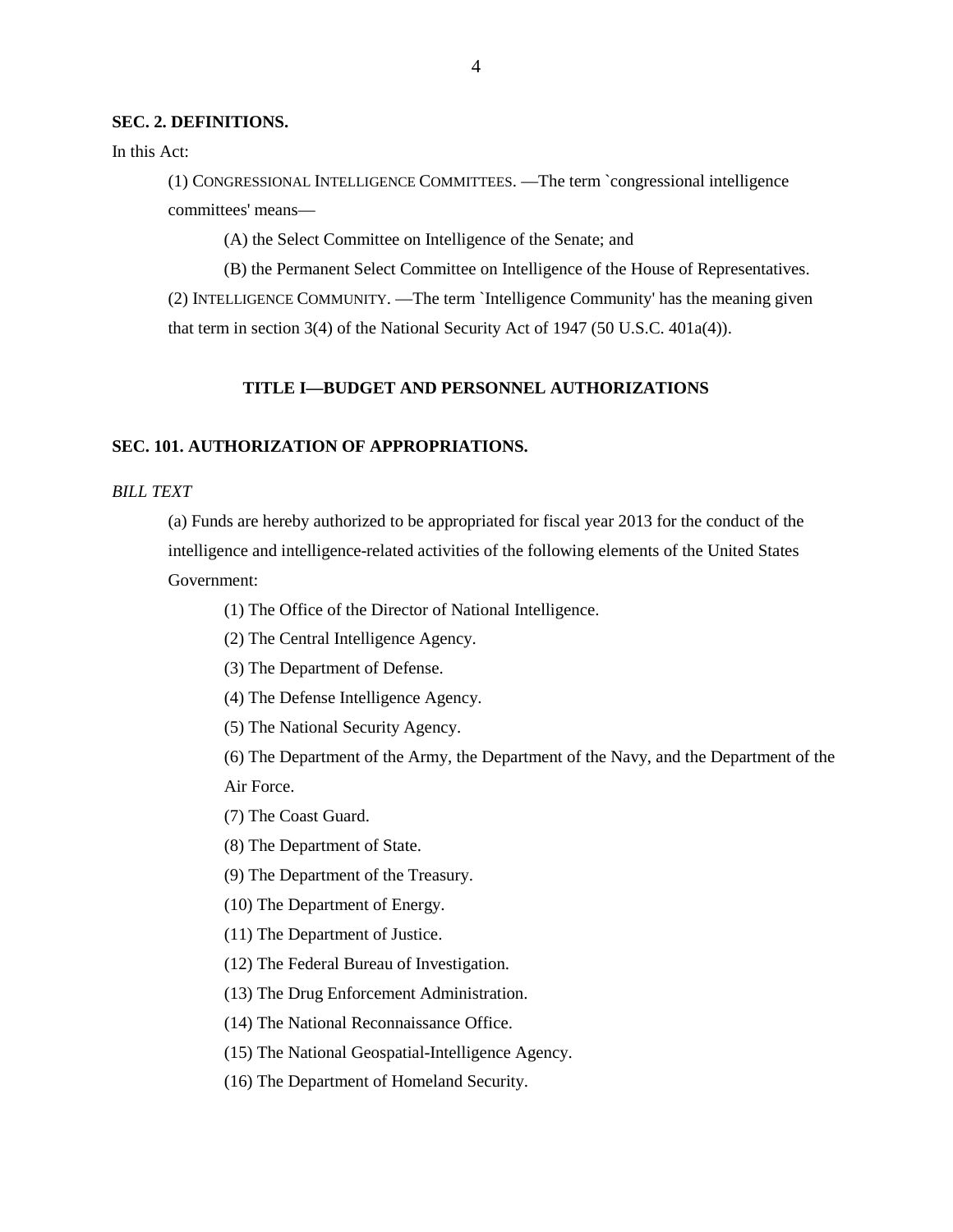**SEC. 2. DEFINITIONS.**

In this Act:

(1) CONGRESSIONAL INTELLIGENCE COMMITTEES. —The term `congressional intelligence committees' means—

(A) the Select Committee on Intelligence of the Senate; and

(B) the Permanent Select Committee on Intelligence of the House of Representatives.

(2) INTELLIGENCE COMMUNITY. —The term `Intelligence Community' has the meaning given that term in section 3(4) of the National Security Act of 1947 (50 U.S.C. 401a(4)).

## TITLE I—BUDGET AND PERSONNEL AUTHORIZATIONS

**SEC. 101. AUTHORIZATION OF APPROPRIATIONS.**

*BILL TEXT*

(a) Funds are hereby authorized to be appropriated for fiscal year 2013 for the conduct of the intelligence and intelligence-related activities of the following elements of the United States Government:

(1) The Office of the Director of National Intelligence.

(2) The Central Intelligence Agency.

(3) The Department of Defense.

(4) The Defense Intelligence Agency.

(5) The National Security Agency.

(6) The Department of the Army, the Department of the Navy, and the Department of the Air Force.

(7) The Coast Guard.

(8) The Department of State.

(9) The Department of the Treasury.

(10) The Department of Energy.

(11) The Department of Justice.

(12) The Federal Bureau of Investigation.

(13) The Drug Enforcement Administration.

(14) The National Reconnaissance Office.

(15) The National Geospatial-Intelligence Agency.

(16) The Department of Homeland Security.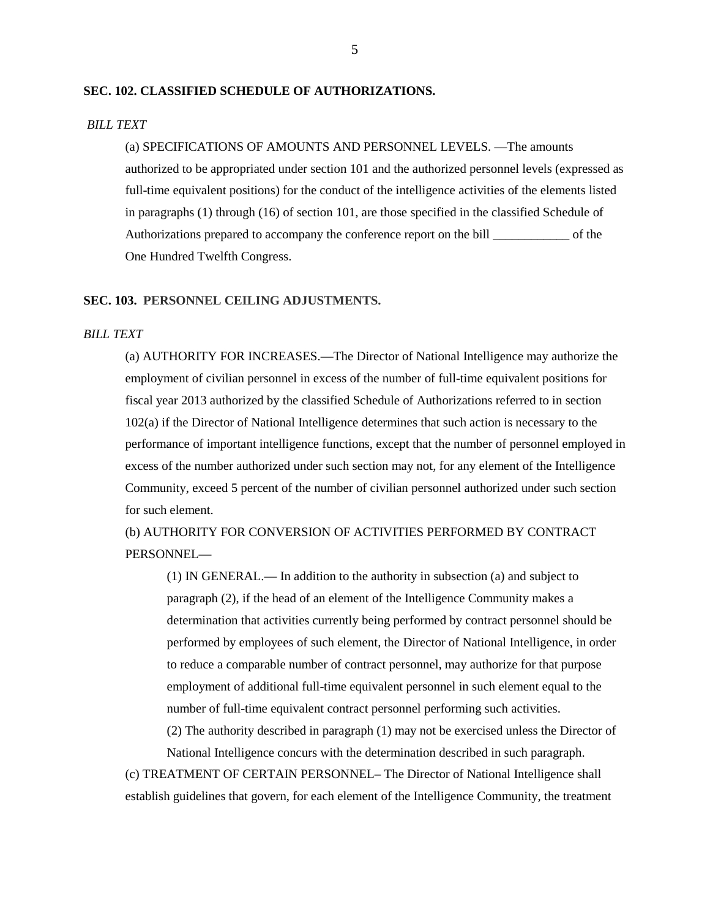**SEC. 102. CLASSIFIED SCHEDULE OF AUTHORIZATIONS.**

*BILL TEXT*

(a) SPECIFICATIONS OF AMOUNTS AND PERSONNEL LEVELS. —The amounts authorized to be appropriated under section 101 and the authorized personnel levels (expressed as full-time equivalent positions) for the conduct of the intelligence activities of the elements listed in paragraphs (1) through (16) of section 101, are those specified in the classified Schedule of Authorizations prepared to accompany the conference report on the bill ____________ of the One Hundred Twelfth Congress.

**SEC. 103. PERSONNEL CEILING ADJUSTMENTS.**

*BILL TEXT*

(a) AUTHORITY FOR INCREASES.—The Director of National Intelligence may authorize the employment of civilian personnel in excess of the number of full-time equivalent positions for fiscal year 2013 authorized by the classified Schedule of Authorizations referred to in section 102(a) if the Director of National Intelligence determines that such action is necessary to the performance of important intelligence functions, except that the number of personnel employed in excess of the number authorized under such section may not, for any element of the Intelligence Community, exceed 5 percent of the number of civilian personnel authorized under such section for such element.

(b) AUTHORITY FOR CONVERSION OF ACTIVITIES PERFORMED BY CONTRACT PERSONNEL—

(1) IN GENERAL.— In addition to the authority in subsection (a) and subject to paragraph (2), if the head of an element of the Intelligence Community makes a determination that activities currently being performed by contract personnel should be performed by employees of such element, the Director of National Intelligence, in order to reduce a comparable number of contract personnel, may authorize for that purpose employment of additional full-time equivalent personnel in such element equal to the number of full-time equivalent contract personnel performing such activities.

(2) The authority described in paragraph (1) may not be exercised unless the Director of National Intelligence concurs with the determination described in such paragraph.

(c) TREATMENT OF CERTAIN PERSONNEL– The Director of National Intelligence shall establish guidelines that govern, for each element of the Intelligence Community, the treatment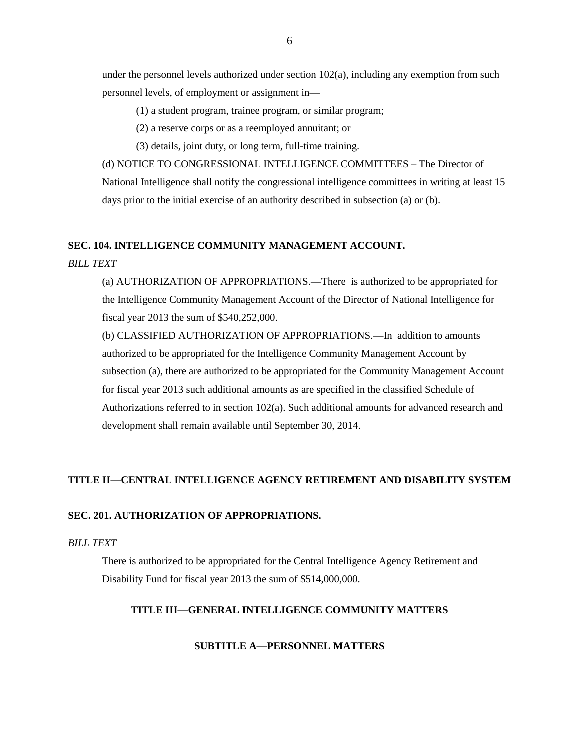under the personnel levels authorized under section 102(a), including any exemption from such personnel levels, of employment or assignment in—

(1) a student program, trainee program, or similar program;

(2) a reserve corps or as a reemployed annuitant; or

(3) details, joint duty, or long term, full-time training.

(d) NOTICE TO CONGRESSIONAL INTELLIGENCE COMMITTEES – The Director of National Intelligence shall notify the congressional intelligence committees in writing at least 15 days prior to the initial exercise of an authority described in subsection (a) or (b).

**SEC. 104. INTELLIGENCE COMMUNITY MANAGEMENT ACCOUNT.**

*BILL TEXT*

(a) AUTHORIZATION OF APPROPRIATIONS.—There is authorized to be appropriated for the Intelligence Community Management Account of the Director of National Intelligence for fiscal year 2013 the sum of $540,252,000.

(b) CLASSIFIED AUTHORIZATION OF APPROPRIATIONS.—In addition to amounts authorized to be appropriated for the Intelligence Community Management Account by subsection (a), there are authorized to be appropriated for the Community Management Account for fiscal year 2013 such additional amounts as are specified in the classified Schedule of Authorizations referred to in section 102(a). Such additional amounts for advanced research and development shall remain available until September 30, 2014.

**TITLE II—CENTRAL INTELLIGENCE AGENCY RETIREMENT AND DISABILITY SYSTEM**

**SEC. 201. AUTHORIZATION OF APPROPRIATIONS.**

*BILL TEXT*

There is authorized to be appropriated for the Central Intelligence Agency Retirement and Disability Fund for fiscal year 2013 the sum of $514,000,000.

**TITLE III—GENERAL INTELLIGENCE COMMUNITY MATTERS**

**SUBTITLE A—PERSONNEL MATTERS**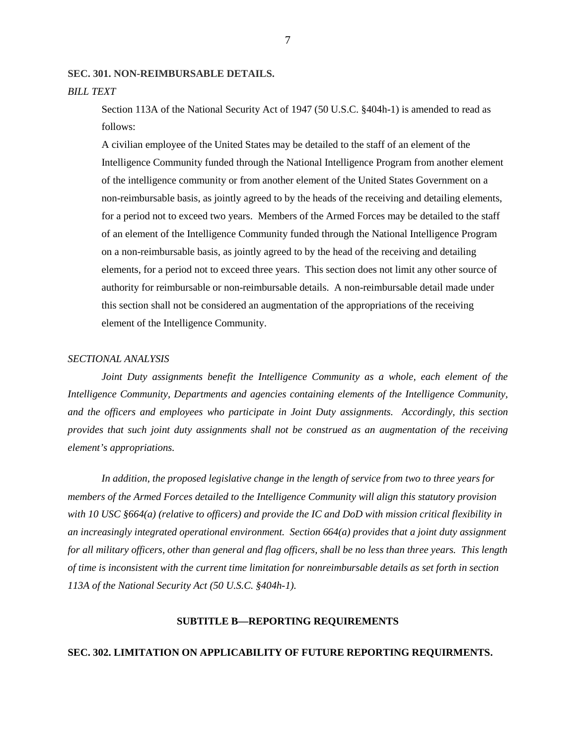**SEC. 301. NON-REIMBURSABLE DETAILS.**

*BILL TEXT*

Section 113A of the National Security Act of 1947 (50 U.S.C. §404h-1) is amended to read as follows:

A civilian employee of the United States may be detailed to the staff of an element of the Intelligence Community funded through the National Intelligence Program from another element of the intelligence community or from another element of the United States Government on a non-reimbursable basis, as jointly agreed to by the heads of the receiving and detailing elements, for a period not to exceed two years. Members of the Armed Forces may be detailed to the staff of an element of the Intelligence Community funded through the National Intelligence Program on a non-reimbursable basis, as jointly agreed to by the head of the receiving and detailing elements, for a period not to exceed three years. This section does not limit any other source of authority for reimbursable or non-reimbursable details. A non-reimbursable detail made under this section shall not be considered an augmentation of the appropriations of the receiving element of the Intelligence Community.

*SECTIONAL ANALYSIS*

*Joint Duty assignments benefit the Intelligence Community as a whole, each element of the Intelligence Community, Departments and agencies containing elements of the Intelligence Community, and the officers and employees who participate in Joint Duty assignments. Accordingly, this section provides that such joint duty assignments shall not be construed as an augmentation of the receiving element's appropriations.*

*In addition, the proposed legislative change in the length of service from two to three years for members of the Armed Forces detailed to the Intelligence Community will align this statutory provision with 10 USC §664(a) (relative to officers) and provide the IC and DoD with mission critical flexibility in an increasingly integrated operational environment. Section 664(a) provides that a joint duty assignment for all military officers, other than general and flag officers, shall be no less than three years. This length of time is inconsistent with the current time limitation for nonreimbursable details as set forth in section 113A of the National Security Act (50 U.S.C. §404h-1).*

**SUBTITLE B—REPORTING REQUIREMENTS**

**SEC. 302. LIMITATION ON APPLICABILITY OF FUTURE REPORTING REQUIRMENTS.**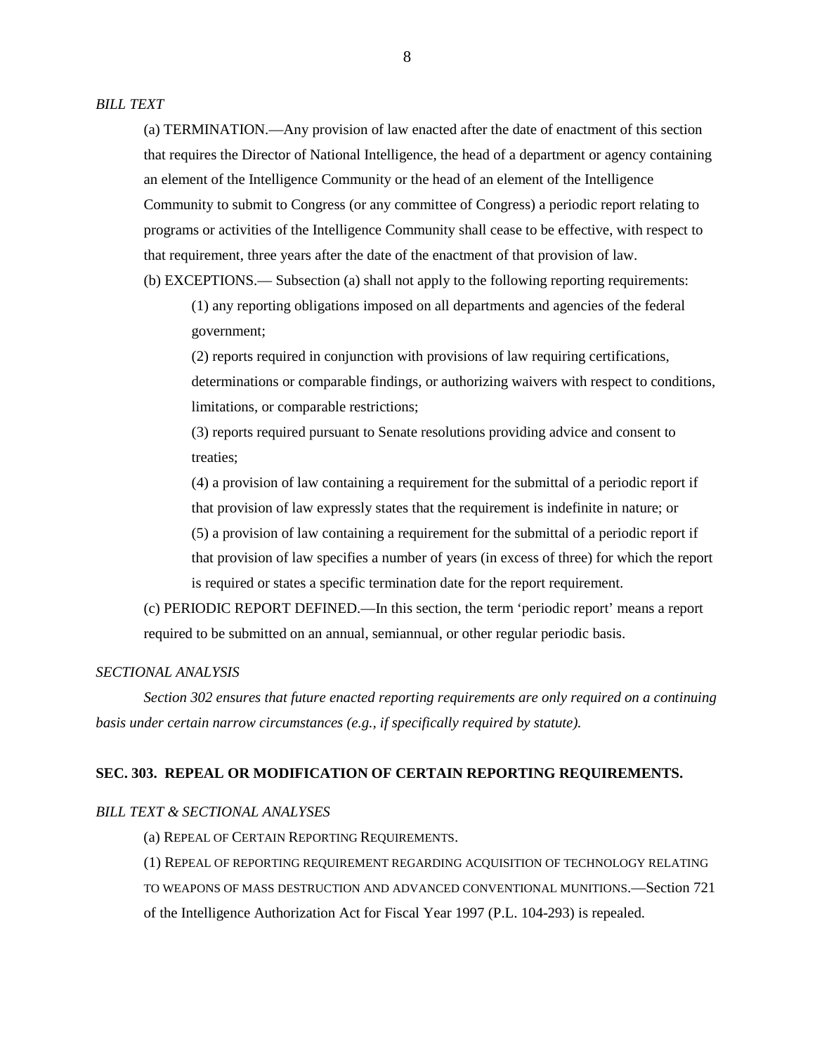*BILL TEXT*

(a) TERMINATION.—Any provision of law enacted after the date of enactment of this section that requires the Director of National Intelligence, the head of a department or agency containing an element of the Intelligence Community or the head of an element of the Intelligence Community to submit to Congress (or any committee of Congress) a periodic report relating to programs or activities of the Intelligence Community shall cease to be effective, with respect to that requirement, three years after the date of the enactment of that provision of law.

(b) EXCEPTIONS.— Subsection (a) shall not apply to the following reporting requirements:

(1) any reporting obligations imposed on all departments and agencies of the federal government;

(2) reports required in conjunction with provisions of law requiring certifications, determinations or comparable findings, or authorizing waivers with respect to conditions, limitations, or comparable restrictions;

(3) reports required pursuant to Senate resolutions providing advice and consent to treaties;

(4) a provision of law containing a requirement for the submittal of a periodic report if that provision of law expressly states that the requirement is indefinite in nature; or

(5) a provision of law containing a requirement for the submittal of a periodic report if that provision of law specifies a number of years (in excess of three) for which the report is required or states a specific termination date for the report requirement.

(c) PERIODIC REPORT DEFINED.—In this section, the term 'periodic report' means a report required to be submitted on an annual, semiannual, or other regular periodic basis.

*SECTIONAL ANALYSIS*

*Section 302 ensures that future enacted reporting requirements are only required on a continuing basis under certain narrow circumstances (e.g., if specifically required by statute).*

**SEC. 303. REPEAL OR MODIFICATION OF CERTAIN REPORTING REQUIREMENTS.**

*BILL TEXT & SECTIONAL ANALYSES*

(a) REPEAL OF CERTAIN REPORTING REQUIREMENTS.

(1) REPEAL OF REPORTING REQUIREMENT REGARDING ACQUISITION OF TECHNOLOGY RELATING TO WEAPONS OF MASS DESTRUCTION AND ADVANCED CONVENTIONAL MUNITIONS.—Section 721 of the Intelligence Authorization Act for Fiscal Year 1997 (P.L. 104-293) is repealed.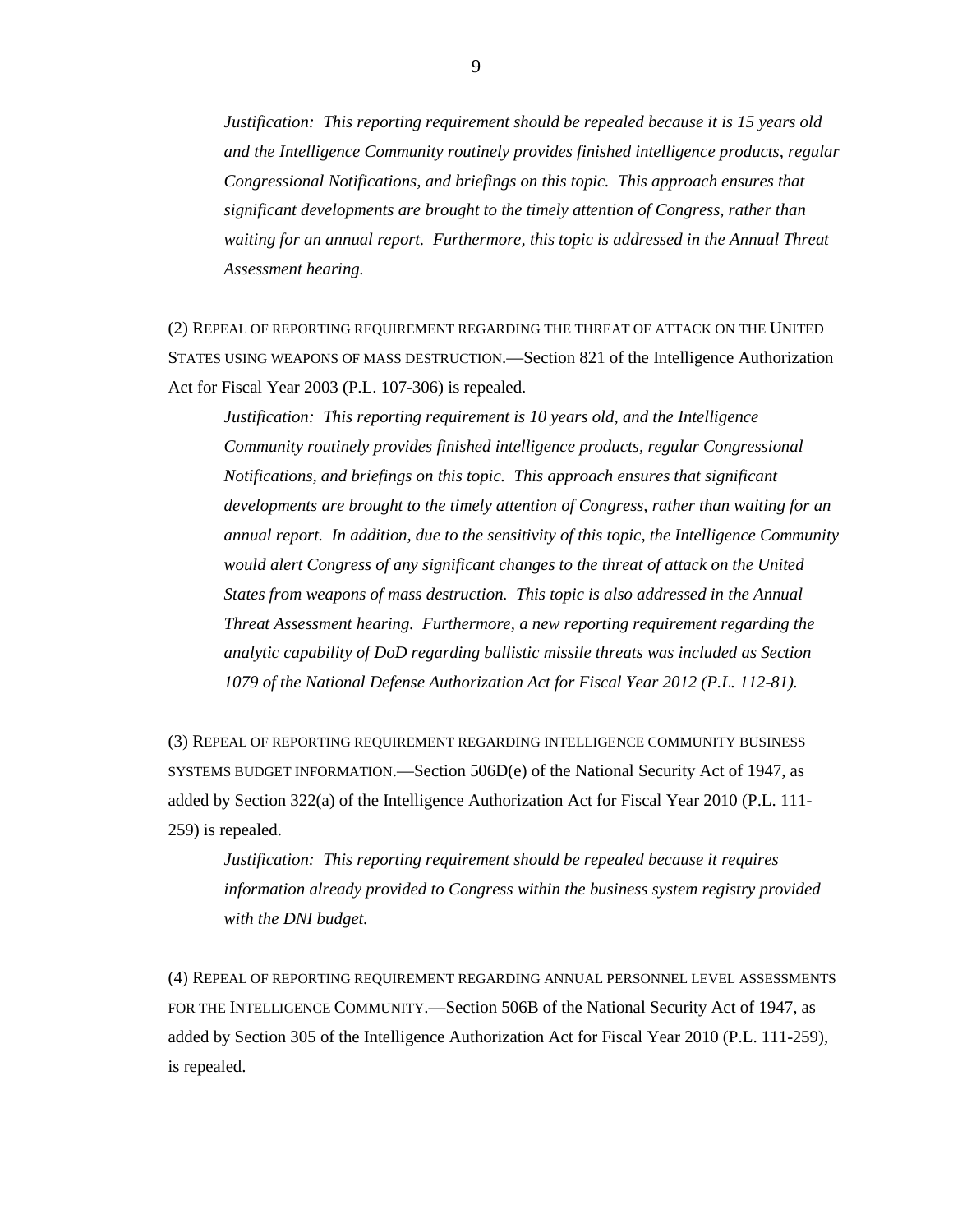*Justification: This reporting requirement should be repealed because it is 15 years old and the Intelligence Community routinely provides finished intelligence products, regular Congressional Notifications, and briefings on this topic. This approach ensures that significant developments are brought to the timely attention of Congress, rather than waiting for an annual report. Furthermore, this topic is addressed in the Annual Threat Assessment hearing.*

(2) REPEAL OF REPORTING REQUIREMENT REGARDING THE THREAT OF ATTACK ON THE UNITED STATES USING WEAPONS OF MASS DESTRUCTION.—Section 821 of the Intelligence Authorization Act for Fiscal Year 2003 (P.L. 107-306) is repealed.

*Justification: This reporting requirement is 10 years old, and the Intelligence Community routinely provides finished intelligence products, regular Congressional Notifications, and briefings on this topic. This approach ensures that significant developments are brought to the timely attention of Congress, rather than waiting for an annual report. In addition, due to the sensitivity of this topic, the Intelligence Community would alert Congress of any significant changes to the threat of attack on the United States from weapons of mass destruction. This topic is also addressed in the Annual Threat Assessment hearing. Furthermore, a new reporting requirement regarding the analytic capability of DoD regarding ballistic missile threats was included as Section 1079 of the National Defense Authorization Act for Fiscal Year 2012 (P.L. 112-81).*

(3) REPEAL OF REPORTING REQUIREMENT REGARDING INTELLIGENCE COMMUNITY BUSINESS SYSTEMS BUDGET INFORMATION.—Section 506D(e) of the National Security Act of 1947, as added by Section 322(a) of the Intelligence Authorization Act for Fiscal Year 2010 (P.L. 111-259) is repealed.

*Justification: This reporting requirement should be repealed because it requires information already provided to Congress within the business system registry provided with the DNI budget.*

(4) REPEAL OF REPORTING REQUIREMENT REGARDING ANNUAL PERSONNEL LEVEL ASSESSMENTS FOR THE INTELLIGENCE COMMUNITY.—Section 506B of the National Security Act of 1947, as added by Section 305 of the Intelligence Authorization Act for Fiscal Year 2010 (P.L. 111-259), is repealed.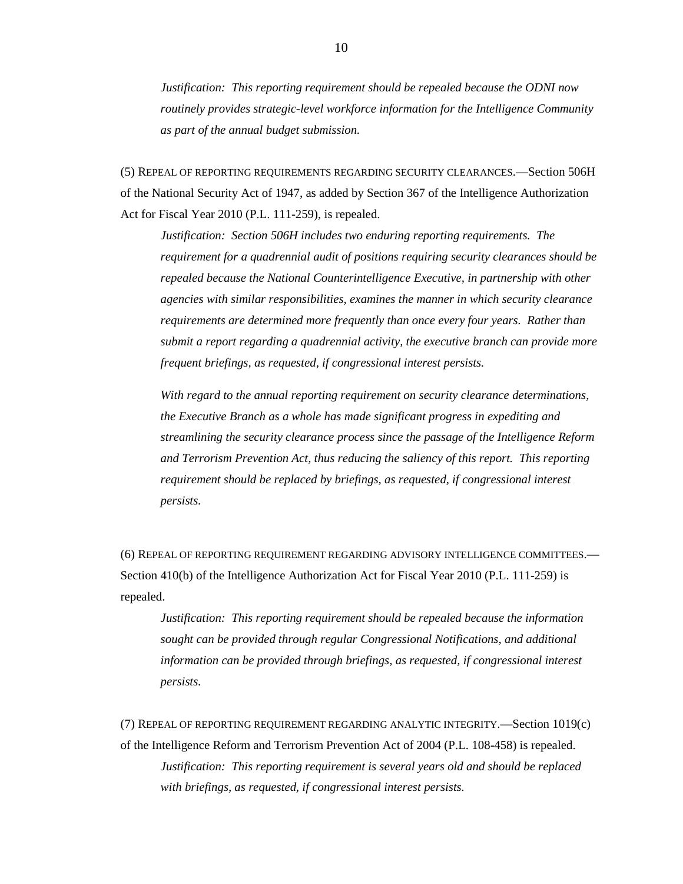*Justification: This reporting requirement should be repealed because the ODNI now routinely provides strategic-level workforce information for the Intelligence Community as part of the annual budget submission.*

(5) REPEAL OF REPORTING REQUIREMENTS REGARDING SECURITY CLEARANCES.—Section 506H of the National Security Act of 1947, as added by Section 367 of the Intelligence Authorization Act for Fiscal Year 2010 (P.L. 111-259), is repealed.

*Justification: Section 506H includes two enduring reporting requirements. The requirement for a quadrennial audit of positions requiring security clearances should be repealed because the National Counterintelligence Executive, in partnership with other agencies with similar responsibilities, examines the manner in which security clearance requirements are determined more frequently than once every four years. Rather than submit a report regarding a quadrennial activity, the executive branch can provide more frequent briefings, as requested, if congressional interest persists.*

*With regard to the annual reporting requirement on security clearance determinations, the Executive Branch as a whole has made significant progress in expediting and streamlining the security clearance process since the passage of the Intelligence Reform and Terrorism Prevention Act, thus reducing the saliency of this report. This reporting requirement should be replaced by briefings, as requested, if congressional interest persists.*

(6) REPEAL OF REPORTING REQUIREMENT REGARDING ADVISORY INTELLIGENCE COMMITTEES.—Section 410(b) of the Intelligence Authorization Act for Fiscal Year 2010 (P.L. 111-259) is repealed.

*Justification: This reporting requirement should be repealed because the information sought can be provided through regular Congressional Notifications, and additional information can be provided through briefings, as requested, if congressional interest persists.*

(7) REPEAL OF REPORTING REQUIREMENT REGARDING ANALYTIC INTEGRITY.—Section 1019(c) of the Intelligence Reform and Terrorism Prevention Act of 2004 (P.L. 108-458) is repealed.

*Justification: This reporting requirement is several years old and should be replaced with briefings, as requested, if congressional interest persists.*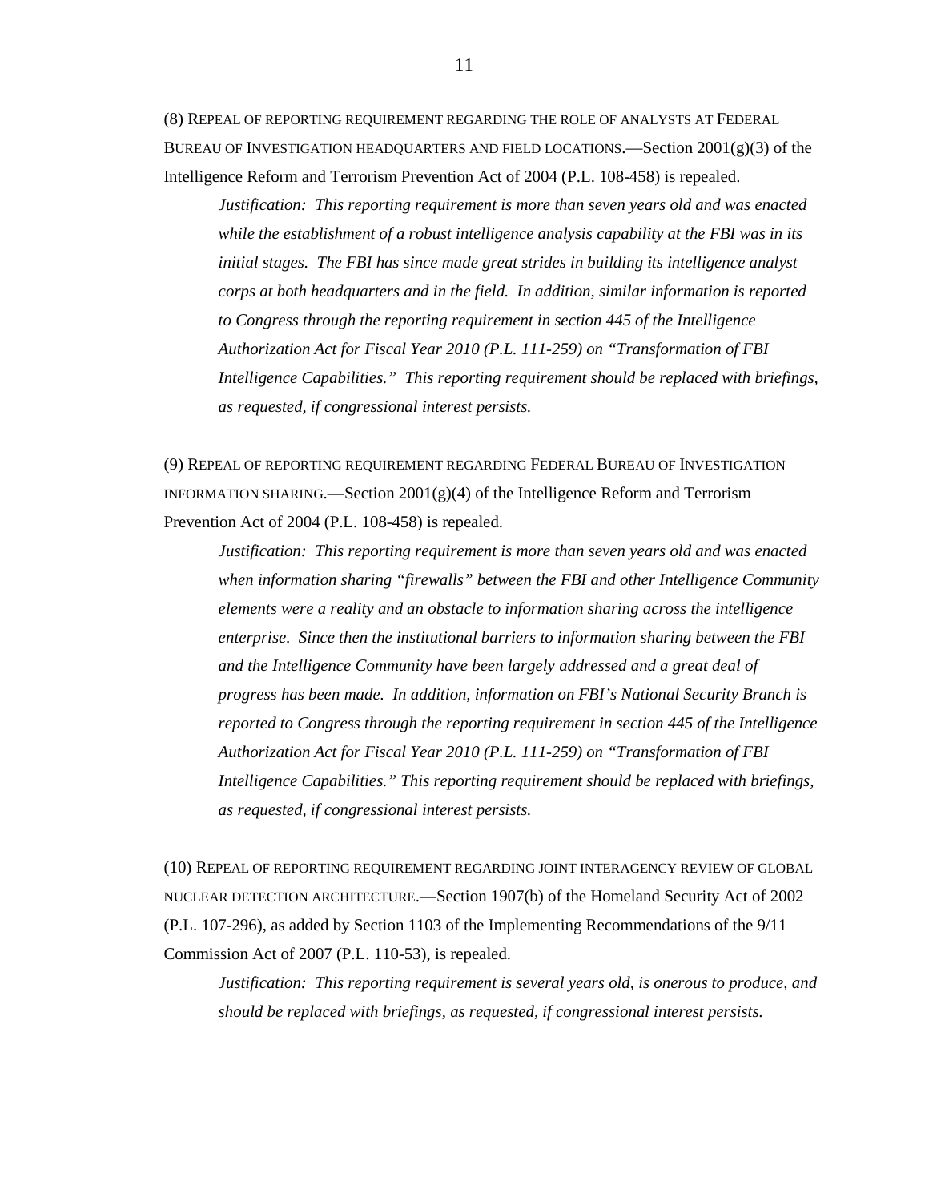(8) REPEAL OF REPORTING REQUIREMENT REGARDING THE ROLE OF ANALYSTS AT FEDERAL BUREAU OF INVESTIGATION HEADQUARTERS AND FIELD LOCATIONS.—Section 2001(g)(3) of the Intelligence Reform and Terrorism Prevention Act of 2004 (P.L. 108-458) is repealed.

> *Justification: This reporting requirement is more than seven years old and was enacted while the establishment of a robust intelligence analysis capability at the FBI was in its initial stages. The FBI has since made great strides in building its intelligence analyst corps at both headquarters and in the field. In addition, similar information is reported to Congress through the reporting requirement in section 445 of the Intelligence Authorization Act for Fiscal Year 2010 (P.L. 111-259) on "Transformation of FBI Intelligence Capabilities." This reporting requirement should be replaced with briefings, as requested, if congressional interest persists.*

(9) REPEAL OF REPORTING REQUIREMENT REGARDING FEDERAL BUREAU OF INVESTIGATION INFORMATION SHARING.—Section 2001(g)(4) of the Intelligence Reform and Terrorism Prevention Act of 2004 (P.L. 108-458) is repealed.

> *Justification: This reporting requirement is more than seven years old and was enacted when information sharing "firewalls" between the FBI and other Intelligence Community elements were a reality and an obstacle to information sharing across the intelligence enterprise. Since then the institutional barriers to information sharing between the FBI and the Intelligence Community have been largely addressed and a great deal of progress has been made. In addition, information on FBI's National Security Branch is reported to Congress through the reporting requirement in section 445 of the Intelligence Authorization Act for Fiscal Year 2010 (P.L. 111-259) on "Transformation of FBI Intelligence Capabilities." This reporting requirement should be replaced with briefings, as requested, if congressional interest persists.*

(10) REPEAL OF REPORTING REQUIREMENT REGARDING JOINT INTERAGENCY REVIEW OF GLOBAL NUCLEAR DETECTION ARCHITECTURE.—Section 1907(b) of the Homeland Security Act of 2002 (P.L. 107-296), as added by Section 1103 of the Implementing Recommendations of the 9/11 Commission Act of 2007 (P.L. 110-53), is repealed.

> *Justification: This reporting requirement is several years old, is onerous to produce, and should be replaced with briefings, as requested, if congressional interest persists.*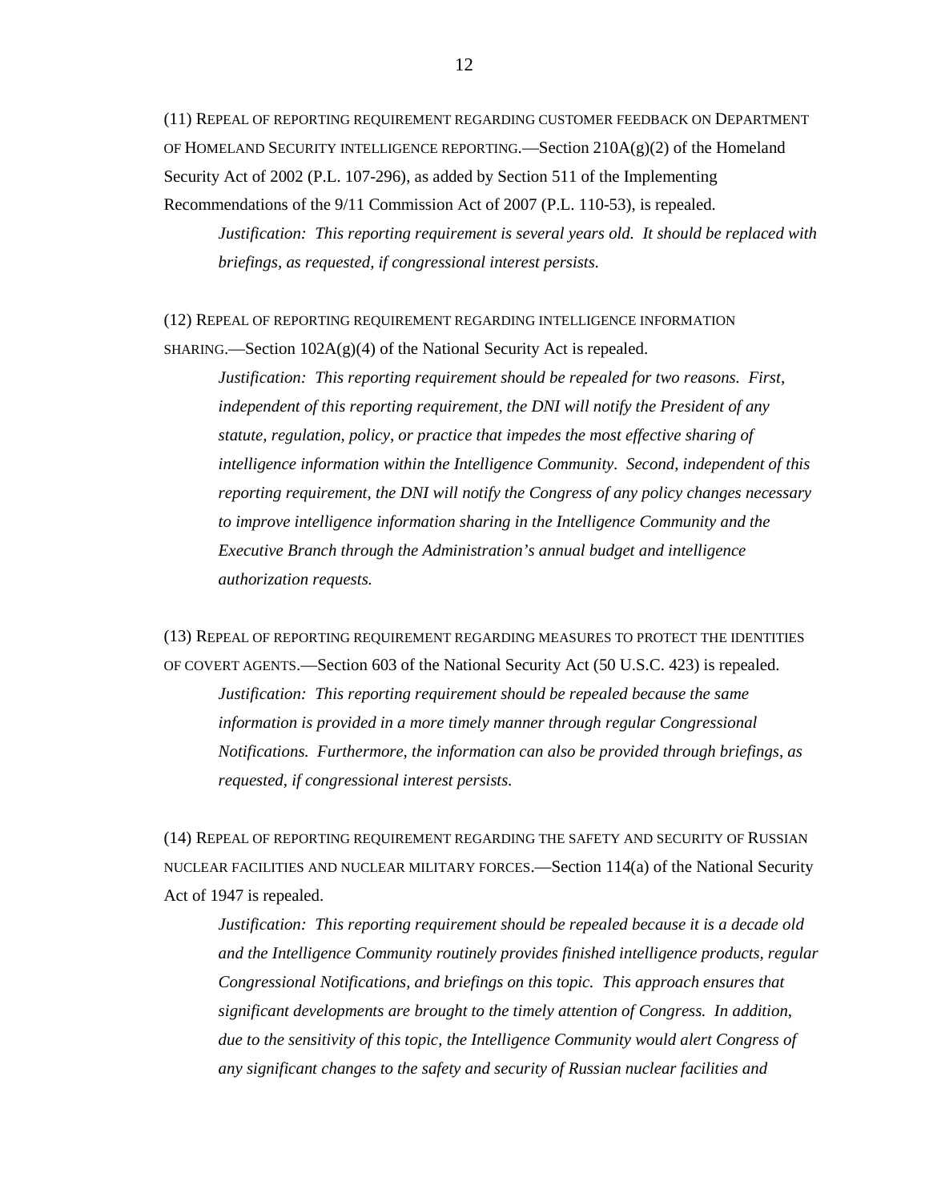(11) REPEAL OF REPORTING REQUIREMENT REGARDING CUSTOMER FEEDBACK ON DEPARTMENT OF HOMELAND SECURITY INTELLIGENCE REPORTING.—Section 210A(g)(2) of the Homeland Security Act of 2002 (P.L. 107-296), as added by Section 511 of the Implementing Recommendations of the 9/11 Commission Act of 2007 (P.L. 110-53), is repealed.

> *Justification: This reporting requirement is several years old. It should be replaced with briefings, as requested, if congressional interest persists.*

(12) REPEAL OF REPORTING REQUIREMENT REGARDING INTELLIGENCE INFORMATION SHARING.—Section 102A(g)(4) of the National Security Act is repealed.

> *Justification: This reporting requirement should be repealed for two reasons. First, independent of this reporting requirement, the DNI will notify the President of any statute, regulation, policy, or practice that impedes the most effective sharing of intelligence information within the Intelligence Community. Second, independent of this reporting requirement, the DNI will notify the Congress of any policy changes necessary to improve intelligence information sharing in the Intelligence Community and the Executive Branch through the Administration's annual budget and intelligence authorization requests.*

(13) REPEAL OF REPORTING REQUIREMENT REGARDING MEASURES TO PROTECT THE IDENTITIES OF COVERT AGENTS.—Section 603 of the National Security Act (50 U.S.C. 423) is repealed.

> *Justification: This reporting requirement should be repealed because the same information is provided in a more timely manner through regular Congressional Notifications. Furthermore, the information can also be provided through briefings, as requested, if congressional interest persists.*

(14) REPEAL OF REPORTING REQUIREMENT REGARDING THE SAFETY AND SECURITY OF RUSSIAN NUCLEAR FACILITIES AND NUCLEAR MILITARY FORCES.—Section 114(a) of the National Security Act of 1947 is repealed.

> *Justification: This reporting requirement should be repealed because it is a decade old and the Intelligence Community routinely provides finished intelligence products, regular Congressional Notifications, and briefings on this topic. This approach ensures that significant developments are brought to the timely attention of Congress. In addition, due to the sensitivity of this topic, the Intelligence Community would alert Congress of any significant changes to the safety and security of Russian nuclear facilities and*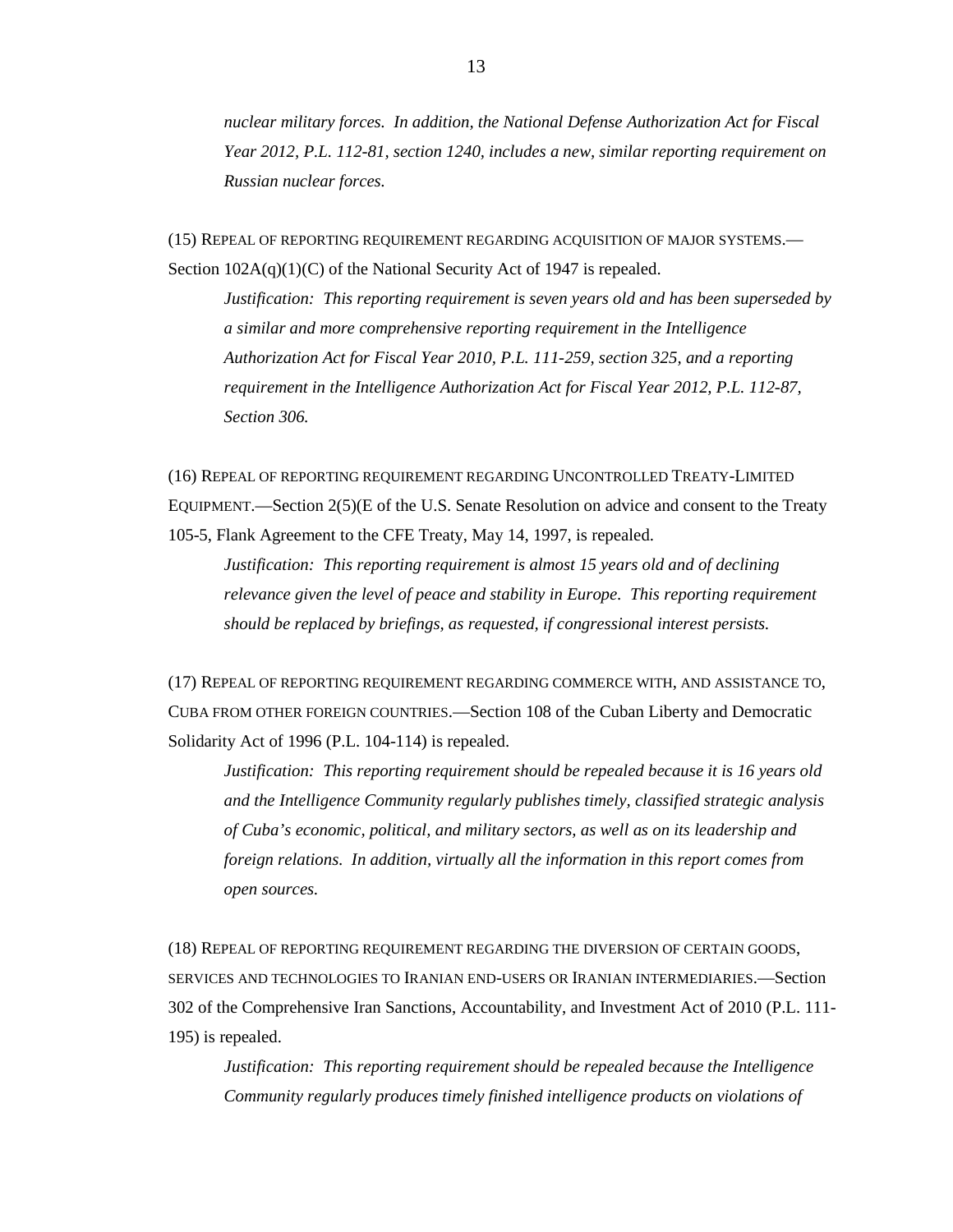*nuclear military forces. In addition, the National Defense Authorization Act for Fiscal Year 2012, P.L. 112-81, section 1240, includes a new, similar reporting requirement on Russian nuclear forces.*

(15) REPEAL OF REPORTING REQUIREMENT REGARDING ACQUISITION OF MAJOR SYSTEMS.—Section 102A(q)(1)(C) of the National Security Act of 1947 is repealed.

*Justification: This reporting requirement is seven years old and has been superseded by a similar and more comprehensive reporting requirement in the Intelligence Authorization Act for Fiscal Year 2010, P.L. 111-259, section 325, and a reporting requirement in the Intelligence Authorization Act for Fiscal Year 2012, P.L. 112-87, Section 306.*

(16) REPEAL OF REPORTING REQUIREMENT REGARDING UNCONTROLLED TREATY-LIMITED EQUIPMENT.—Section 2(5)(E of the U.S. Senate Resolution on advice and consent to the Treaty 105-5, Flank Agreement to the CFE Treaty, May 14, 1997, is repealed.

*Justification: This reporting requirement is almost 15 years old and of declining relevance given the level of peace and stability in Europe. This reporting requirement should be replaced by briefings, as requested, if congressional interest persists.*

(17) REPEAL OF REPORTING REQUIREMENT REGARDING COMMERCE WITH, AND ASSISTANCE TO, CUBA FROM OTHER FOREIGN COUNTRIES.—Section 108 of the Cuban Liberty and Democratic Solidarity Act of 1996 (P.L. 104-114) is repealed.

*Justification: This reporting requirement should be repealed because it is 16 years old and the Intelligence Community regularly publishes timely, classified strategic analysis of Cuba's economic, political, and military sectors, as well as on its leadership and foreign relations. In addition, virtually all the information in this report comes from open sources.*

(18) REPEAL OF REPORTING REQUIREMENT REGARDING THE DIVERSION OF CERTAIN GOODS, SERVICES AND TECHNOLOGIES TO IRANIAN END-USERS OR IRANIAN INTERMEDIARIES.—Section 302 of the Comprehensive Iran Sanctions, Accountability, and Investment Act of 2010 (P.L. 111-195) is repealed.

*Justification: This reporting requirement should be repealed because the Intelligence Community regularly produces timely finished intelligence products on violations of*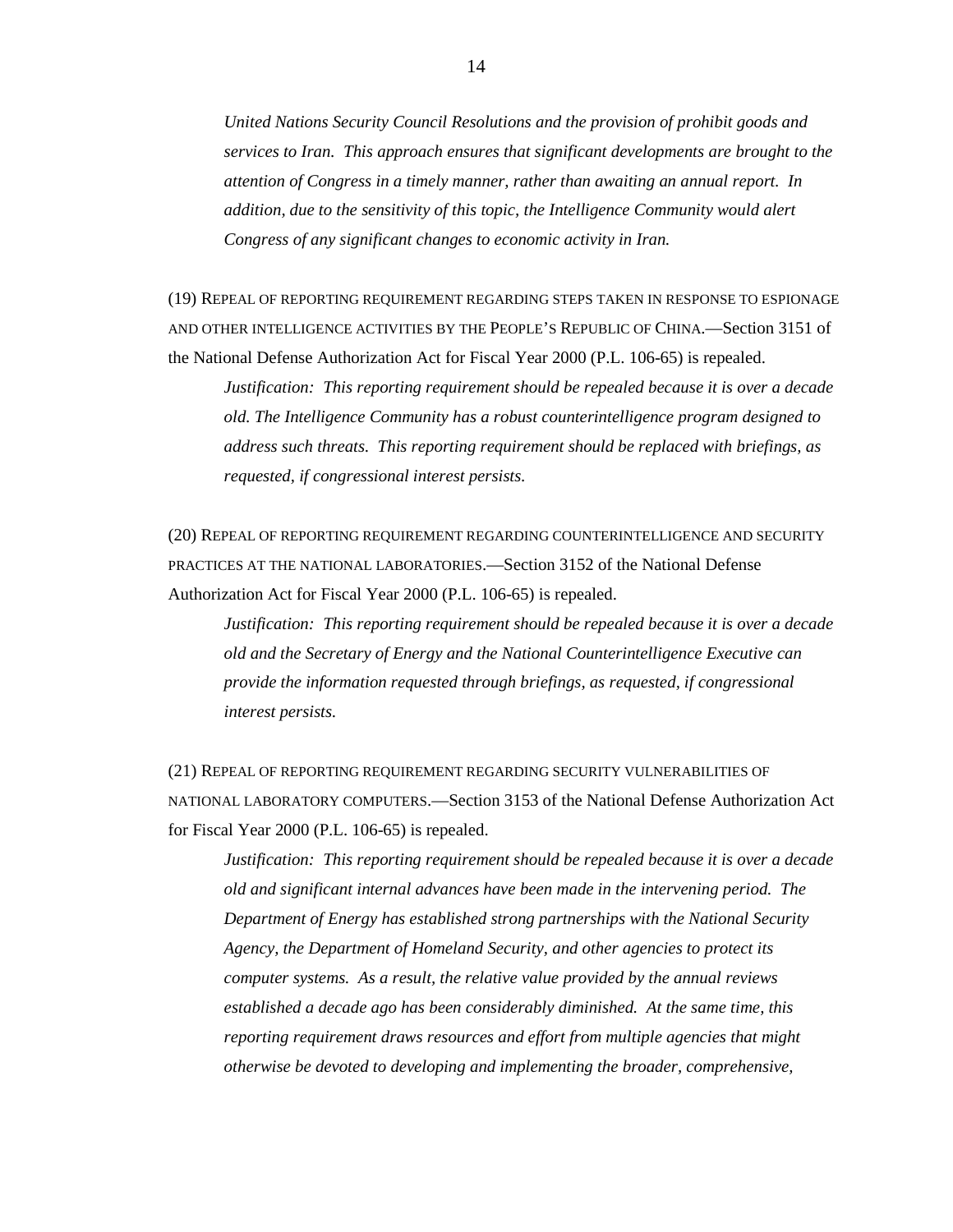*United Nations Security Council Resolutions and the provision of prohibit goods and services to Iran. This approach ensures that significant developments are brought to the attention of Congress in a timely manner, rather than awaiting an annual report. In addition, due to the sensitivity of this topic, the Intelligence Community would alert Congress of any significant changes to economic activity in Iran.*

(19) REPEAL OF REPORTING REQUIREMENT REGARDING STEPS TAKEN IN RESPONSE TO ESPIONAGE AND OTHER INTELLIGENCE ACTIVITIES BY THE PEOPLE'S REPUBLIC OF CHINA.—Section 3151 of the National Defense Authorization Act for Fiscal Year 2000 (P.L. 106-65) is repealed.

*Justification: This reporting requirement should be repealed because it is over a decade old. The Intelligence Community has a robust counterintelligence program designed to address such threats. This reporting requirement should be replaced with briefings, as requested, if congressional interest persists.*

(20) REPEAL OF REPORTING REQUIREMENT REGARDING COUNTERINTELLIGENCE AND SECURITY PRACTICES AT THE NATIONAL LABORATORIES.—Section 3152 of the National Defense Authorization Act for Fiscal Year 2000 (P.L. 106-65) is repealed.

*Justification: This reporting requirement should be repealed because it is over a decade old and the Secretary of Energy and the National Counterintelligence Executive can provide the information requested through briefings, as requested, if congressional interest persists.*

(21) REPEAL OF REPORTING REQUIREMENT REGARDING SECURITY VULNERABILITIES OF NATIONAL LABORATORY COMPUTERS.—Section 3153 of the National Defense Authorization Act for Fiscal Year 2000 (P.L. 106-65) is repealed.

*Justification: This reporting requirement should be repealed because it is over a decade old and significant internal advances have been made in the intervening period. The Department of Energy has established strong partnerships with the National Security Agency, the Department of Homeland Security, and other agencies to protect its computer systems. As a result, the relative value provided by the annual reviews established a decade ago has been considerably diminished. At the same time, this reporting requirement draws resources and effort from multiple agencies that might otherwise be devoted to developing and implementing the broader, comprehensive,*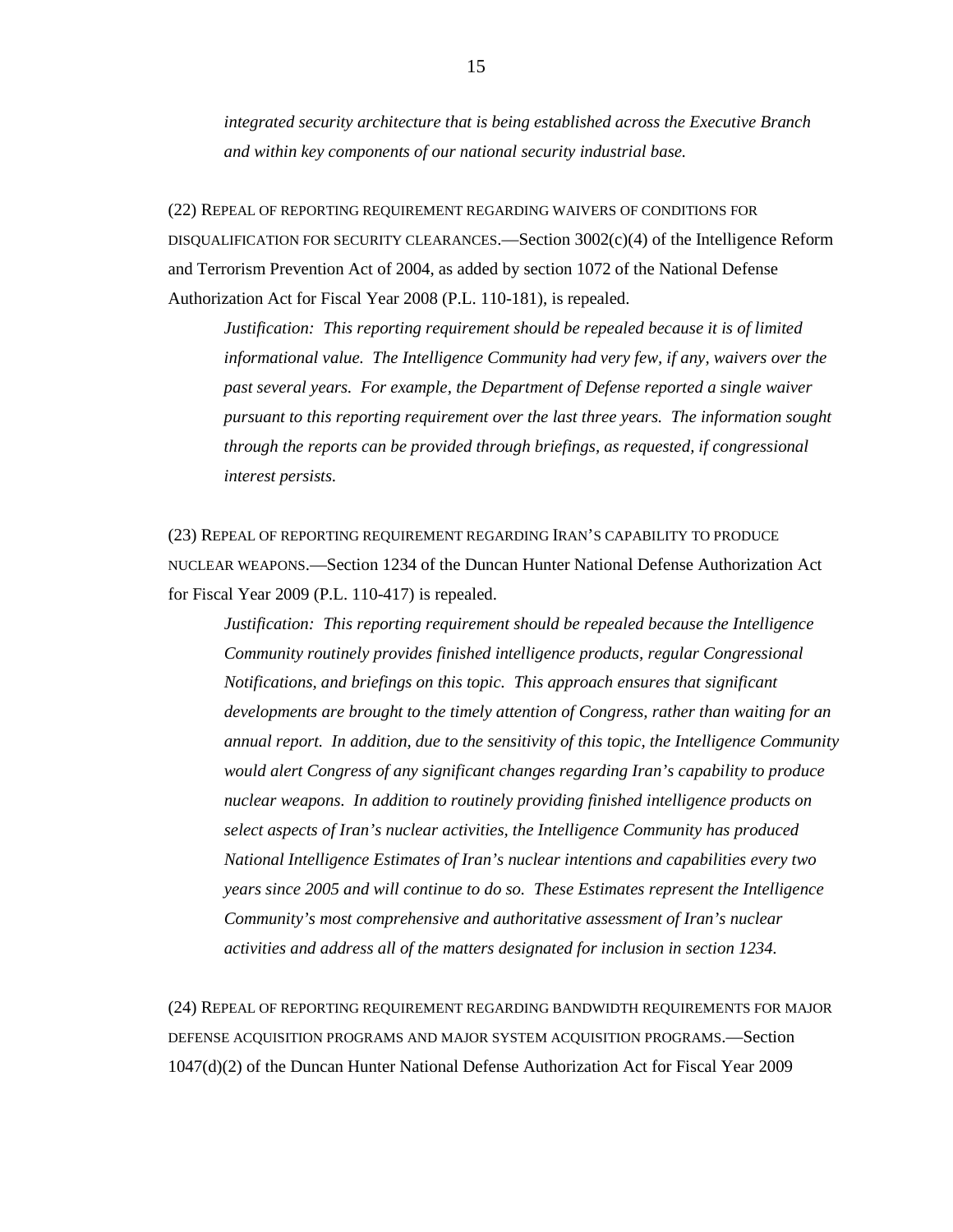*integrated security architecture that is being established across the Executive Branch and within key components of our national security industrial base.*

(22) REPEAL OF REPORTING REQUIREMENT REGARDING WAIVERS OF CONDITIONS FOR DISQUALIFICATION FOR SECURITY CLEARANCES.—Section 3002(c)(4) of the Intelligence Reform and Terrorism Prevention Act of 2004, as added by section 1072 of the National Defense Authorization Act for Fiscal Year 2008 (P.L. 110-181), is repealed.

*Justification: This reporting requirement should be repealed because it is of limited informational value. The Intelligence Community had very few, if any, waivers over the past several years. For example, the Department of Defense reported a single waiver pursuant to this reporting requirement over the last three years. The information sought through the reports can be provided through briefings, as requested, if congressional interest persists.*

(23) REPEAL OF REPORTING REQUIREMENT REGARDING IRAN'S CAPABILITY TO PRODUCE NUCLEAR WEAPONS.—Section 1234 of the Duncan Hunter National Defense Authorization Act for Fiscal Year 2009 (P.L. 110-417) is repealed.

*Justification: This reporting requirement should be repealed because the Intelligence Community routinely provides finished intelligence products, regular Congressional Notifications, and briefings on this topic. This approach ensures that significant developments are brought to the timely attention of Congress, rather than waiting for an annual report. In addition, due to the sensitivity of this topic, the Intelligence Community would alert Congress of any significant changes regarding Iran's capability to produce nuclear weapons. In addition to routinely providing finished intelligence products on select aspects of Iran's nuclear activities, the Intelligence Community has produced National Intelligence Estimates of Iran's nuclear intentions and capabilities every two years since 2005 and will continue to do so. These Estimates represent the Intelligence Community's most comprehensive and authoritative assessment of Iran's nuclear activities and address all of the matters designated for inclusion in section 1234.*

(24) REPEAL OF REPORTING REQUIREMENT REGARDING BANDWIDTH REQUIREMENTS FOR MAJOR DEFENSE ACQUISITION PROGRAMS AND MAJOR SYSTEM ACQUISITION PROGRAMS.—Section 1047(d)(2) of the Duncan Hunter National Defense Authorization Act for Fiscal Year 2009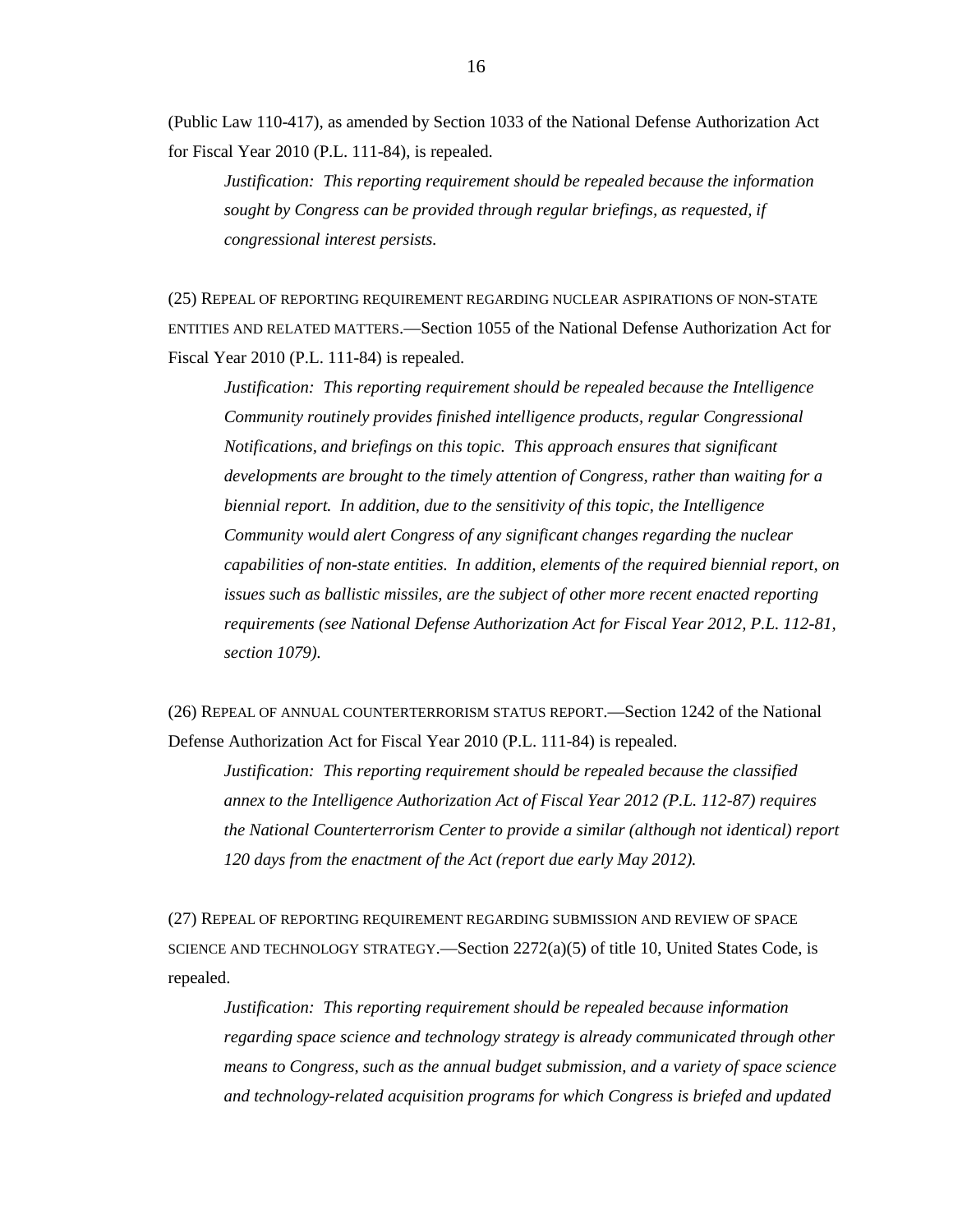(Public Law 110-417), as amended by Section 1033 of the National Defense Authorization Act for Fiscal Year 2010 (P.L. 111-84), is repealed.

*Justification: This reporting requirement should be repealed because the information sought by Congress can be provided through regular briefings, as requested, if congressional interest persists.*

(25) REPEAL OF REPORTING REQUIREMENT REGARDING NUCLEAR ASPIRATIONS OF NON-STATE ENTITIES AND RELATED MATTERS.—Section 1055 of the National Defense Authorization Act for Fiscal Year 2010 (P.L. 111-84) is repealed.

*Justification: This reporting requirement should be repealed because the Intelligence Community routinely provides finished intelligence products, regular Congressional Notifications, and briefings on this topic. This approach ensures that significant developments are brought to the timely attention of Congress, rather than waiting for a biennial report. In addition, due to the sensitivity of this topic, the Intelligence Community would alert Congress of any significant changes regarding the nuclear capabilities of non-state entities. In addition, elements of the required biennial report, on issues such as ballistic missiles, are the subject of other more recent enacted reporting requirements (see National Defense Authorization Act for Fiscal Year 2012, P.L. 112-81, section 1079).*

(26) REPEAL OF ANNUAL COUNTERTERRORISM STATUS REPORT.—Section 1242 of the National Defense Authorization Act for Fiscal Year 2010 (P.L. 111-84) is repealed.

*Justification: This reporting requirement should be repealed because the classified annex to the Intelligence Authorization Act of Fiscal Year 2012 (P.L. 112-87) requires the National Counterterrorism Center to provide a similar (although not identical) report 120 days from the enactment of the Act (report due early May 2012).*

(27) REPEAL OF REPORTING REQUIREMENT REGARDING SUBMISSION AND REVIEW OF SPACE SCIENCE AND TECHNOLOGY STRATEGY.—Section 2272(a)(5) of title 10, United States Code, is repealed.

*Justification: This reporting requirement should be repealed because information regarding space science and technology strategy is already communicated through other means to Congress, such as the annual budget submission, and a variety of space science and technology-related acquisition programs for which Congress is briefed and updated*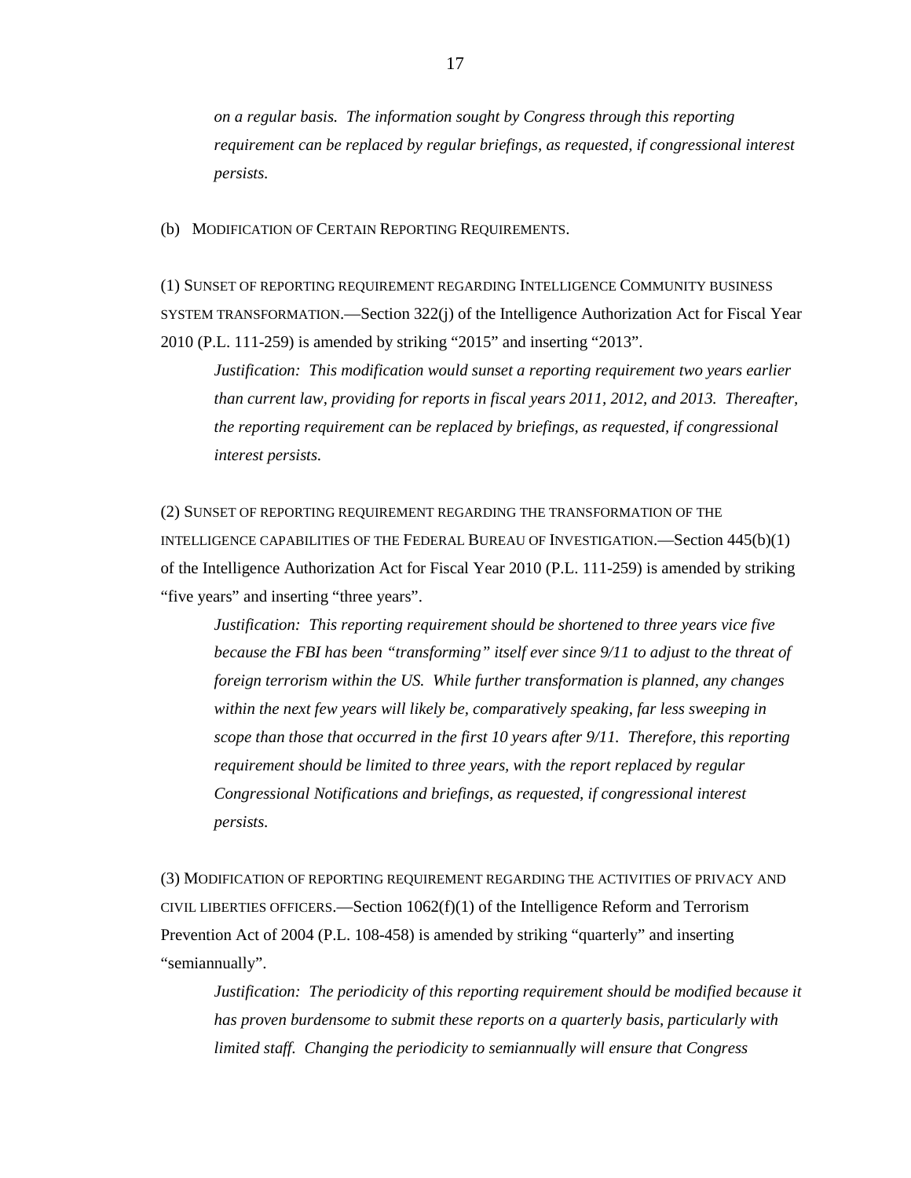*on a regular basis. The information sought by Congress through this reporting requirement can be replaced by regular briefings, as requested, if congressional interest persists.*

(b) MODIFICATION OF CERTAIN REPORTING REQUIREMENTS.

(1) SUNSET OF REPORTING REQUIREMENT REGARDING INTELLIGENCE COMMUNITY BUSINESS SYSTEM TRANSFORMATION.—Section 322(j) of the Intelligence Authorization Act for Fiscal Year 2010 (P.L. 111-259) is amended by striking "2015" and inserting "2013".

> *Justification: This modification would sunset a reporting requirement two years earlier than current law, providing for reports in fiscal years 2011, 2012, and 2013. Thereafter, the reporting requirement can be replaced by briefings, as requested, if congressional interest persists.*

(2) SUNSET OF REPORTING REQUIREMENT REGARDING THE TRANSFORMATION OF THE INTELLIGENCE CAPABILITIES OF THE FEDERAL BUREAU OF INVESTIGATION.—Section 445(b)(1) of the Intelligence Authorization Act for Fiscal Year 2010 (P.L. 111-259) is amended by striking "five years" and inserting "three years".

> *Justification: This reporting requirement should be shortened to three years vice five because the FBI has been "transforming" itself ever since 9/11 to adjust to the threat of foreign terrorism within the US. While further transformation is planned, any changes within the next few years will likely be, comparatively speaking, far less sweeping in scope than those that occurred in the first 10 years after 9/11. Therefore, this reporting requirement should be limited to three years, with the report replaced by regular Congressional Notifications and briefings, as requested, if congressional interest persists.*

(3) MODIFICATION OF REPORTING REQUIREMENT REGARDING THE ACTIVITIES OF PRIVACY AND CIVIL LIBERTIES OFFICERS.—Section 1062(f)(1) of the Intelligence Reform and Terrorism Prevention Act of 2004 (P.L. 108-458) is amended by striking "quarterly" and inserting "semiannually".

> *Justification: The periodicity of this reporting requirement should be modified because it has proven burdensome to submit these reports on a quarterly basis, particularly with limited staff. Changing the periodicity to semiannually will ensure that Congress*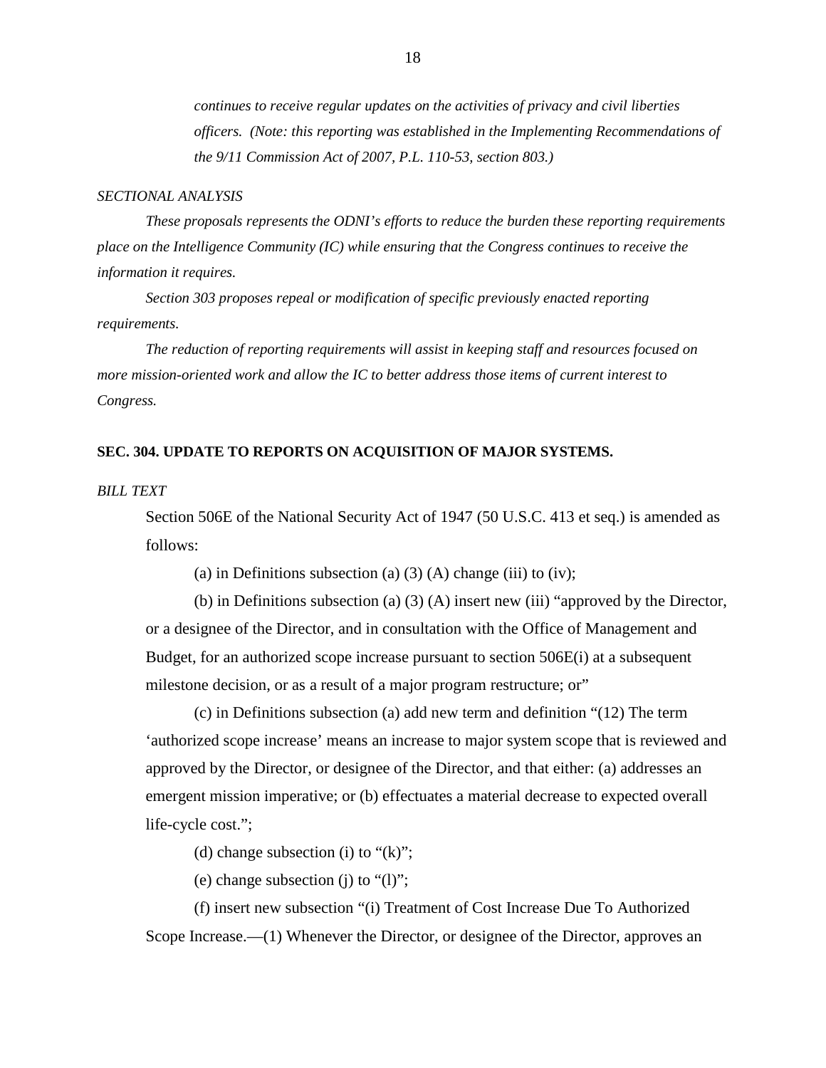*continues to receive regular updates on the activities of privacy and civil liberties officers. (Note: this reporting was established in the Implementing Recommendations of the 9/11 Commission Act of 2007, P.L. 110-53, section 803.)*

*SECTIONAL ANALYSIS*

*These proposals represents the ODNI's efforts to reduce the burden these reporting requirements place on the Intelligence Community (IC) while ensuring that the Congress continues to receive the information it requires.*

*Section 303 proposes repeal or modification of specific previously enacted reporting requirements.*

*The reduction of reporting requirements will assist in keeping staff and resources focused on more mission-oriented work and allow the IC to better address those items of current interest to Congress.*

**SEC. 304. UPDATE TO REPORTS ON ACQUISITION OF MAJOR SYSTEMS.**

*BILL TEXT*

Section 506E of the National Security Act of 1947 (50 U.S.C. 413 et seq.) is amended as follows:

(a) in Definitions subsection (a) (3) (A) change (iii) to (iv);

(b) in Definitions subsection (a) (3) (A) insert new (iii) "approved by the Director, or a designee of the Director, and in consultation with the Office of Management and Budget, for an authorized scope increase pursuant to section 506E(i) at a subsequent milestone decision, or as a result of a major program restructure; or"

(c) in Definitions subsection (a) add new term and definition "(12) The term 'authorized scope increase' means an increase to major system scope that is reviewed and approved by the Director, or designee of the Director, and that either: (a) addresses an emergent mission imperative; or (b) effectuates a material decrease to expected overall life-cycle cost.";

(d) change subsection (i) to "(k)";

(e) change subsection (j) to "(l)";

(f) insert new subsection "(i) Treatment of Cost Increase Due To Authorized Scope Increase.—(1) Whenever the Director, or designee of the Director, approves an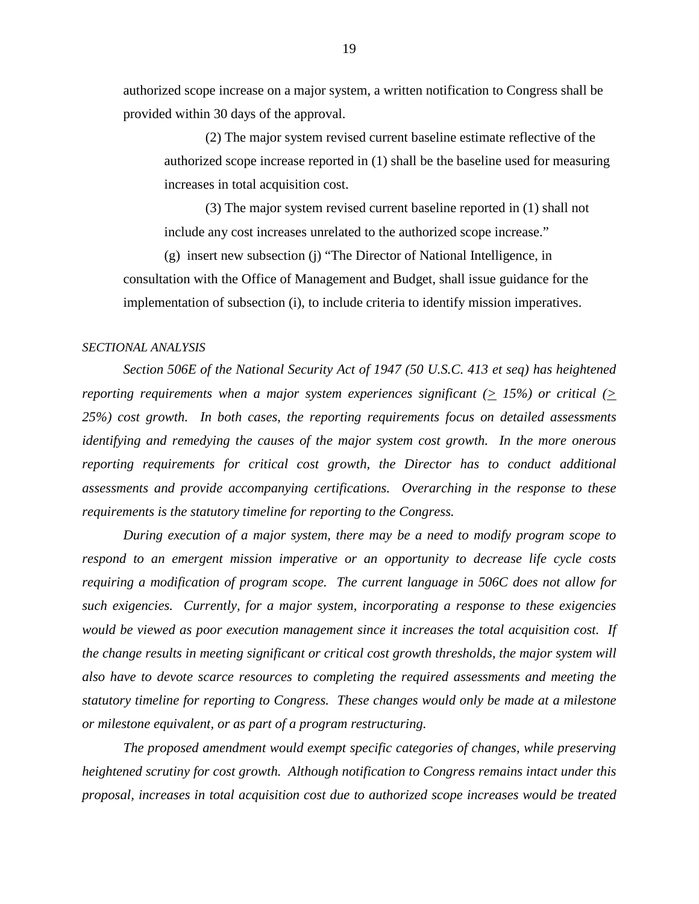authorized scope increase on a major system, a written notification to Congress shall be provided within 30 days of the approval.

(2) The major system revised current baseline estimate reflective of the authorized scope increase reported in (1) shall be the baseline used for measuring increases in total acquisition cost.

(3) The major system revised current baseline reported in (1) shall not include any cost increases unrelated to the authorized scope increase."

(g) insert new subsection (j) "The Director of National Intelligence, in consultation with the Office of Management and Budget, shall issue guidance for the implementation of subsection (i), to include criteria to identify mission imperatives.

*SECTIONAL ANALYSIS*

*Section 506E of the National Security Act of 1947 (50 U.S.C. 413 et seq) has heightened reporting requirements when a major system experiences significant (≥ 15%) or critical (≥ 25%) cost growth. In both cases, the reporting requirements focus on detailed assessments identifying and remedying the causes of the major system cost growth. In the more onerous reporting requirements for critical cost growth, the Director has to conduct additional assessments and provide accompanying certifications. Overarching in the response to these requirements is the statutory timeline for reporting to the Congress.*

*During execution of a major system, there may be a need to modify program scope to respond to an emergent mission imperative or an opportunity to decrease life cycle costs requiring a modification of program scope. The current language in 506C does not allow for such exigencies. Currently, for a major system, incorporating a response to these exigencies would be viewed as poor execution management since it increases the total acquisition cost. If the change results in meeting significant or critical cost growth thresholds, the major system will also have to devote scarce resources to completing the required assessments and meeting the statutory timeline for reporting to Congress. These changes would only be made at a milestone or milestone equivalent, or as part of a program restructuring.*

*The proposed amendment would exempt specific categories of changes, while preserving heightened scrutiny for cost growth. Although notification to Congress remains intact under this proposal, increases in total acquisition cost due to authorized scope increases would be treated*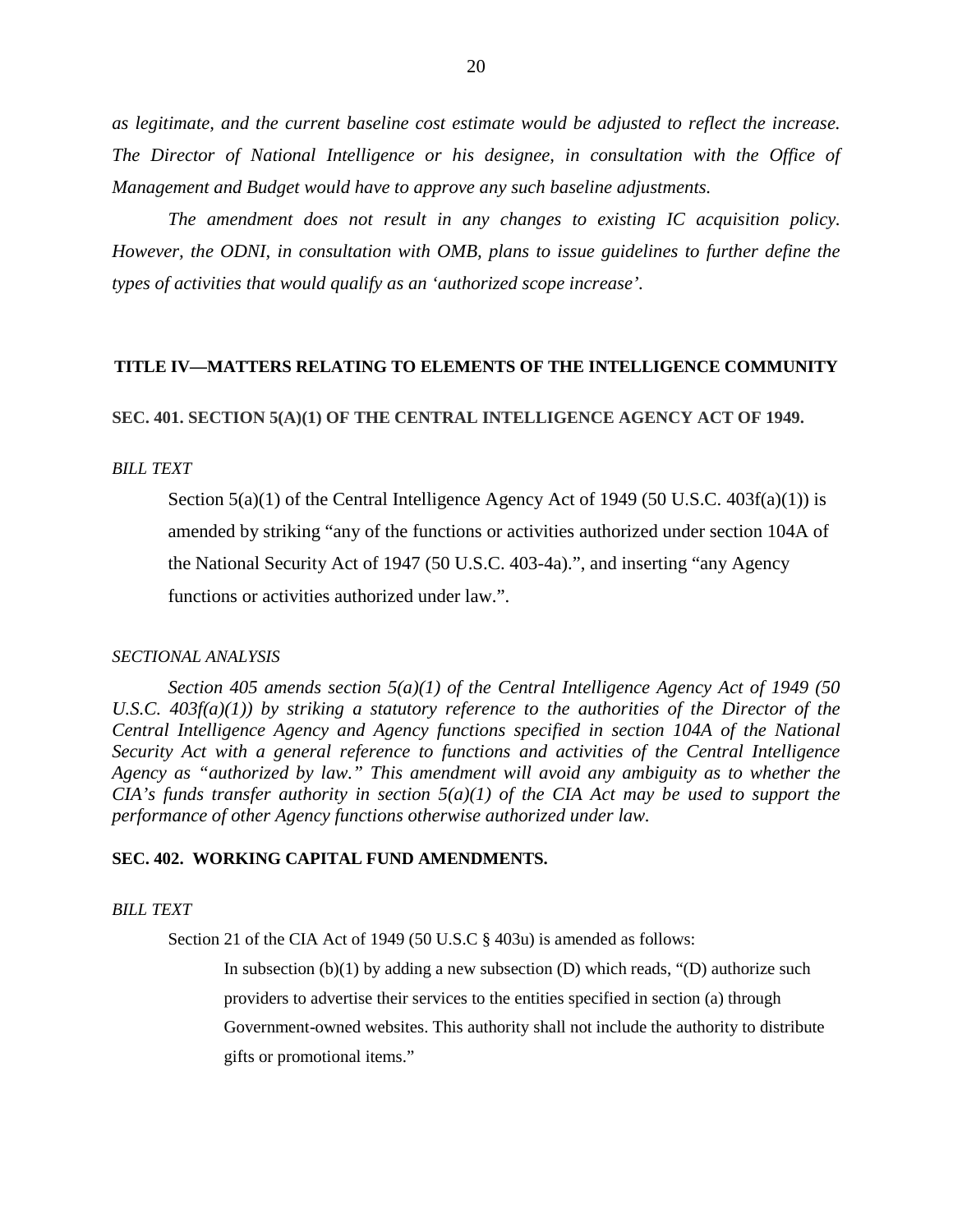*as legitimate, and the current baseline cost estimate would be adjusted to reflect the increase. The Director of National Intelligence or his designee, in consultation with the Office of Management and Budget would have to approve any such baseline adjustments.*

*The amendment does not result in any changes to existing IC acquisition policy. However, the ODNI, in consultation with OMB, plans to issue guidelines to further define the types of activities that would qualify as an 'authorized scope increase'.*

## TITLE IV—MATTERS RELATING TO ELEMENTS OF THE INTELLIGENCE COMMUNITY

### SEC. 401. SECTION 5(A)(1) OF THE CENTRAL INTELLIGENCE AGENCY ACT OF 1949.

*BILL TEXT*

Section 5(a)(1) of the Central Intelligence Agency Act of 1949 (50 U.S.C. 403f(a)(1)) is amended by striking "any of the functions or activities authorized under section 104A of the National Security Act of 1947 (50 U.S.C. 403-4a).", and inserting "any Agency functions or activities authorized under law.".

*SECTIONAL ANALYSIS*

*Section 405 amends section 5(a)(1) of the Central Intelligence Agency Act of 1949 (50 U.S.C. 403f(a)(1)) by striking a statutory reference to the authorities of the Director of the Central Intelligence Agency and Agency functions specified in section 104A of the National Security Act with a general reference to functions and activities of the Central Intelligence Agency as "authorized by law." This amendment will avoid any ambiguity as to whether the CIA's funds transfer authority in section 5(a)(1) of the CIA Act may be used to support the performance of other Agency functions otherwise authorized under law.*

### SEC. 402. WORKING CAPITAL FUND AMENDMENTS.

*BILL TEXT*

Section 21 of the CIA Act of 1949 (50 U.S.C § 403u) is amended as follows:

In subsection (b)(1) by adding a new subsection (D) which reads, "(D) authorize such providers to advertise their services to the entities specified in section (a) through Government-owned websites. This authority shall not include the authority to distribute gifts or promotional items."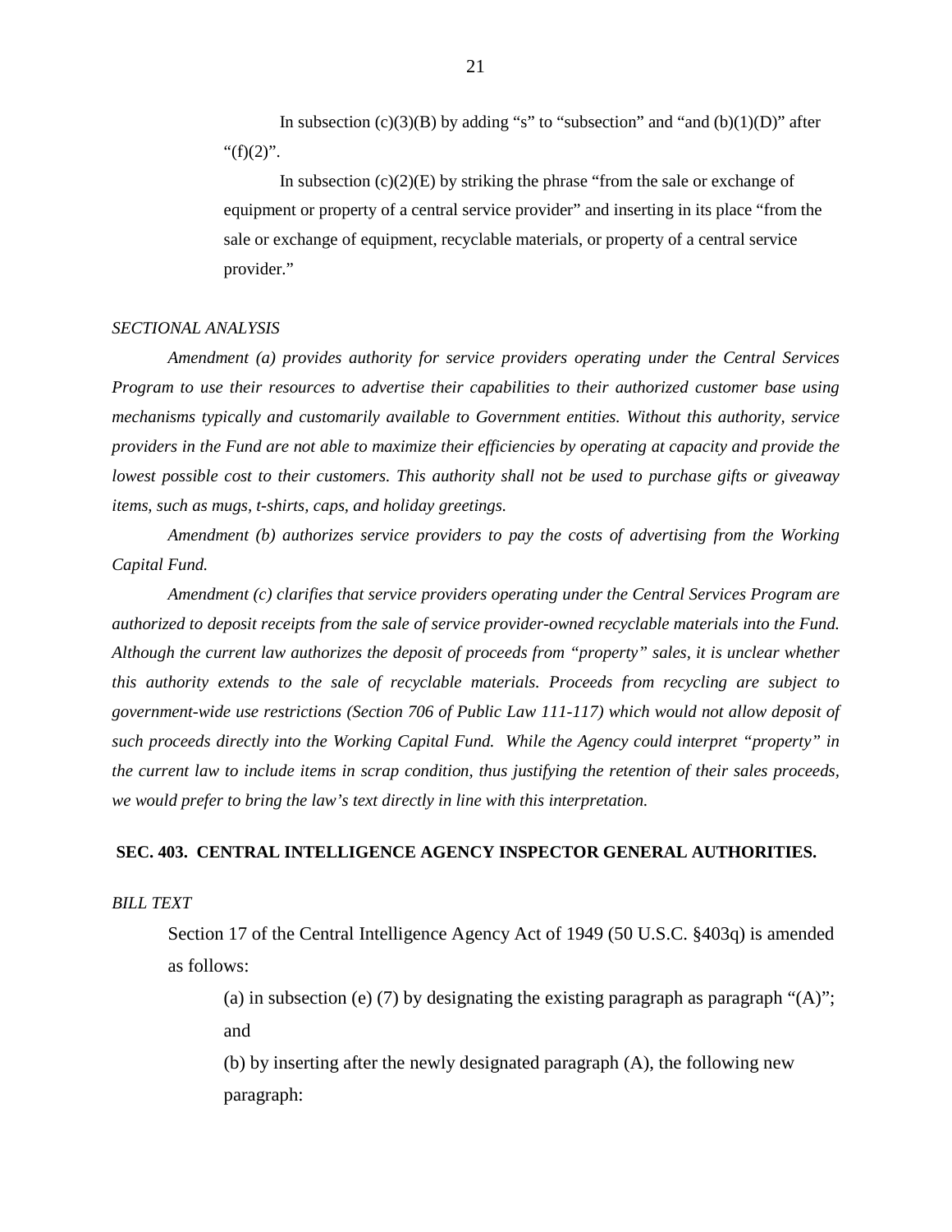In subsection (c)(3)(B) by adding "s" to "subsection" and "and (b)(1)(D)" after "(f)(2)".

In subsection (c)(2)(E) by striking the phrase "from the sale or exchange of equipment or property of a central service provider" and inserting in its place "from the sale or exchange of equipment, recyclable materials, or property of a central service provider."

*SECTIONAL ANALYSIS*

*Amendment (a) provides authority for service providers operating under the Central Services Program to use their resources to advertise their capabilities to their authorized customer base using mechanisms typically and customarily available to Government entities. Without this authority, service providers in the Fund are not able to maximize their efficiencies by operating at capacity and provide the lowest possible cost to their customers. This authority shall not be used to purchase gifts or giveaway items, such as mugs, t-shirts, caps, and holiday greetings.*

*Amendment (b) authorizes service providers to pay the costs of advertising from the Working Capital Fund.*

*Amendment (c) clarifies that service providers operating under the Central Services Program are authorized to deposit receipts from the sale of service provider-owned recyclable materials into the Fund. Although the current law authorizes the deposit of proceeds from "property" sales, it is unclear whether this authority extends to the sale of recyclable materials. Proceeds from recycling are subject to government-wide use restrictions (Section 706 of Public Law 111-117) which would not allow deposit of such proceeds directly into the Working Capital Fund. While the Agency could interpret "property" in the current law to include items in scrap condition, thus justifying the retention of their sales proceeds, we would prefer to bring the law's text directly in line with this interpretation.*

**SEC. 403. CENTRAL INTELLIGENCE AGENCY INSPECTOR GENERAL AUTHORITIES.**

*BILL TEXT*

Section 17 of the Central Intelligence Agency Act of 1949 (50 U.S.C. §403q) is amended as follows:

(a) in subsection (e) (7) by designating the existing paragraph as paragraph "(A)"; and

(b) by inserting after the newly designated paragraph (A), the following new paragraph: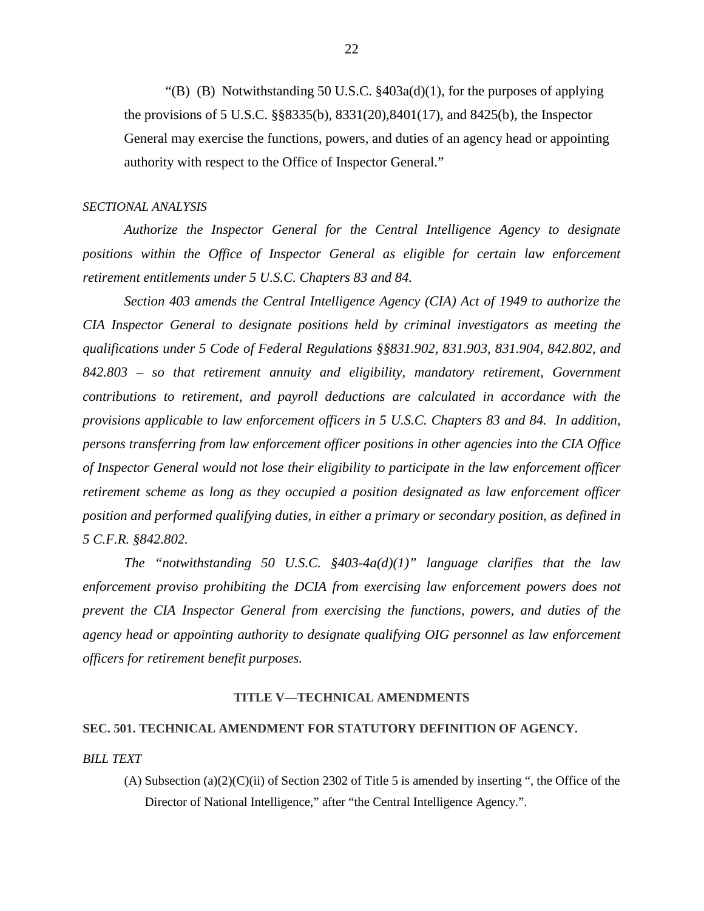"(B) (B) Notwithstanding 50 U.S.C. §403a(d)(1), for the purposes of applying the provisions of 5 U.S.C. §§8335(b), 8331(20),8401(17), and 8425(b), the Inspector General may exercise the functions, powers, and duties of an agency head or appointing authority with respect to the Office of Inspector General."

*SECTIONAL ANALYSIS*

*Authorize the Inspector General for the Central Intelligence Agency to designate positions within the Office of Inspector General as eligible for certain law enforcement retirement entitlements under 5 U.S.C. Chapters 83 and 84.*

*Section 403 amends the Central Intelligence Agency (CIA) Act of 1949 to authorize the CIA Inspector General to designate positions held by criminal investigators as meeting the qualifications under 5 Code of Federal Regulations §§831.902, 831.903, 831.904, 842.802, and 842.803 – so that retirement annuity and eligibility, mandatory retirement, Government contributions to retirement, and payroll deductions are calculated in accordance with the provisions applicable to law enforcement officers in 5 U.S.C. Chapters 83 and 84. In addition, persons transferring from law enforcement officer positions in other agencies into the CIA Office of Inspector General would not lose their eligibility to participate in the law enforcement officer retirement scheme as long as they occupied a position designated as law enforcement officer position and performed qualifying duties, in either a primary or secondary position, as defined in 5 C.F.R. §842.802.*

*The "notwithstanding 50 U.S.C. §403-4a(d)(1)" language clarifies that the law enforcement proviso prohibiting the DCIA from exercising law enforcement powers does not prevent the CIA Inspector General from exercising the functions, powers, and duties of the agency head or appointing authority to designate qualifying OIG personnel as law enforcement officers for retirement benefit purposes.*

## TITLE V—TECHNICAL AMENDMENTS

### SEC. 501. TECHNICAL AMENDMENT FOR STATUTORY DEFINITION OF AGENCY.

*BILL TEXT*

(A) Subsection (a)(2)(C)(ii) of Section 2302 of Title 5 is amended by inserting ", the Office of the Director of National Intelligence," after "the Central Intelligence Agency.".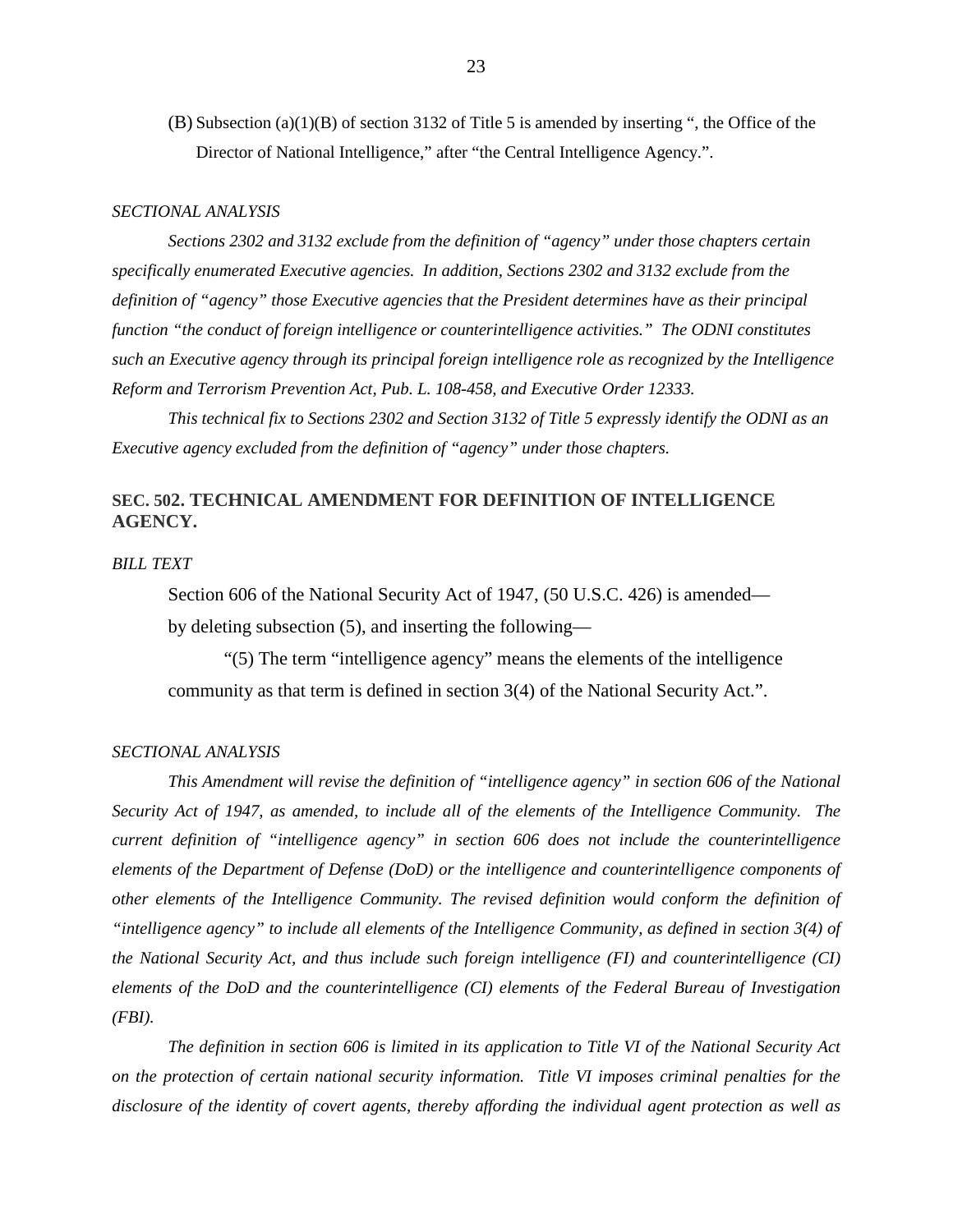(B) Subsection (a)(1)(B) of section 3132 of Title 5 is amended by inserting ", the Office of the Director of National Intelligence," after "the Central Intelligence Agency.".

*SECTIONAL ANALYSIS*

*Sections 2302 and 3132 exclude from the definition of "agency" under those chapters certain specifically enumerated Executive agencies. In addition, Sections 2302 and 3132 exclude from the definition of "agency" those Executive agencies that the President determines have as their principal function "the conduct of foreign intelligence or counterintelligence activities." The ODNI constitutes such an Executive agency through its principal foreign intelligence role as recognized by the Intelligence Reform and Terrorism Prevention Act, Pub. L. 108-458, and Executive Order 12333.*

*This technical fix to Sections 2302 and Section 3132 of Title 5 expressly identify the ODNI as an Executive agency excluded from the definition of "agency" under those chapters.*

## SEC. 502. TECHNICAL AMENDMENT FOR DEFINITION OF INTELLIGENCE AGENCY.

*BILL TEXT*

Section 606 of the National Security Act of 1947, (50 U.S.C. 426) is amended—
by deleting subsection (5), and inserting the following—

"(5) The term "intelligence agency" means the elements of the intelligence community as that term is defined in section 3(4) of the National Security Act.".

*SECTIONAL ANALYSIS*

*This Amendment will revise the definition of "intelligence agency" in section 606 of the National Security Act of 1947, as amended, to include all of the elements of the Intelligence Community. The current definition of "intelligence agency" in section 606 does not include the counterintelligence elements of the Department of Defense (DoD) or the intelligence and counterintelligence components of other elements of the Intelligence Community. The revised definition would conform the definition of "intelligence agency" to include all elements of the Intelligence Community, as defined in section 3(4) of the National Security Act, and thus include such foreign intelligence (FI) and counterintelligence (CI) elements of the DoD and the counterintelligence (CI) elements of the Federal Bureau of Investigation (FBI).*

*The definition in section 606 is limited in its application to Title VI of the National Security Act on the protection of certain national security information. Title VI imposes criminal penalties for the disclosure of the identity of covert agents, thereby affording the individual agent protection as well as*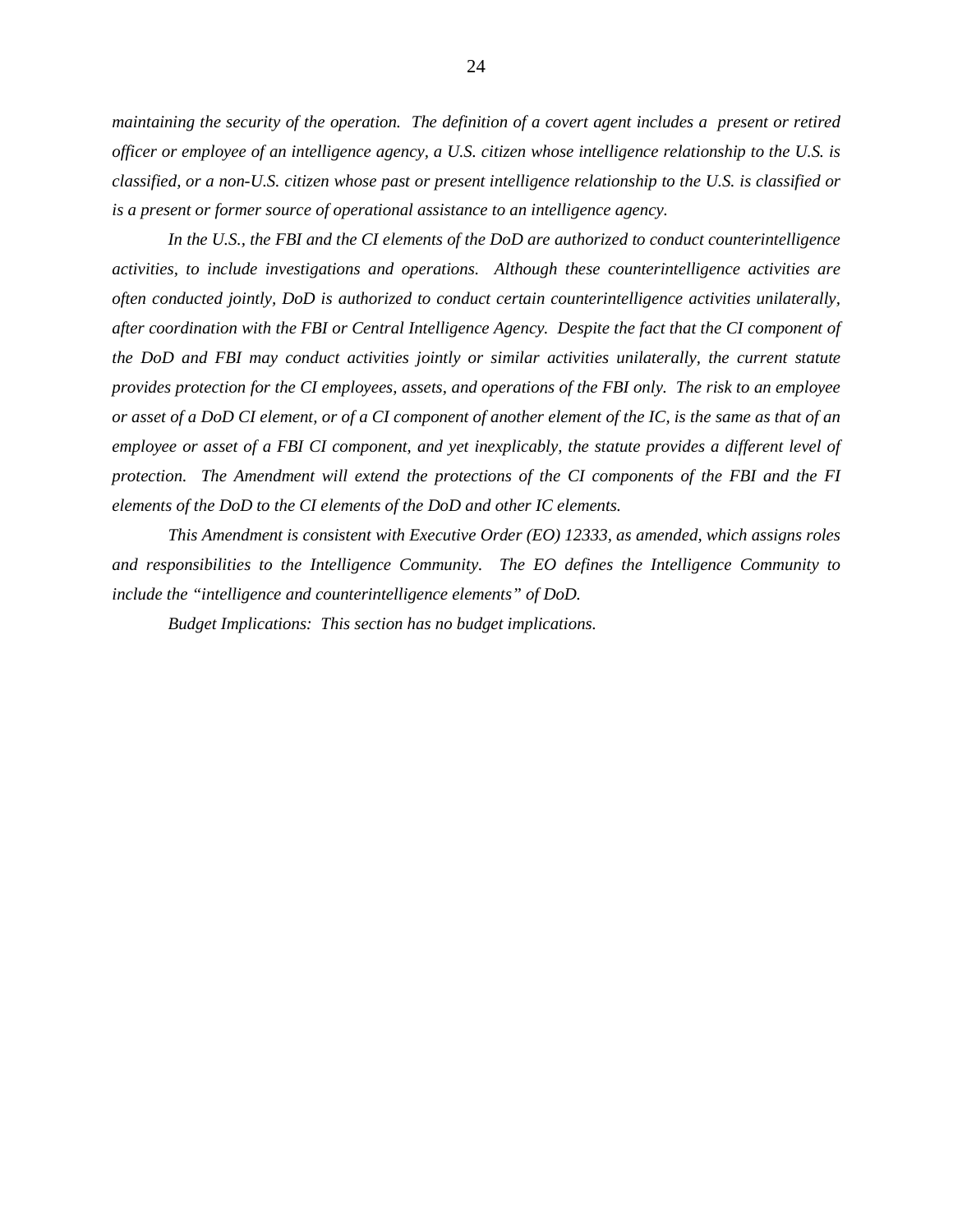*maintaining the security of the operation. The definition of a covert agent includes a present or retired officer or employee of an intelligence agency, a U.S. citizen whose intelligence relationship to the U.S. is classified, or a non-U.S. citizen whose past or present intelligence relationship to the U.S. is classified or is a present or former source of operational assistance to an intelligence agency.*

*In the U.S., the FBI and the CI elements of the DoD are authorized to conduct counterintelligence activities, to include investigations and operations. Although these counterintelligence activities are often conducted jointly, DoD is authorized to conduct certain counterintelligence activities unilaterally, after coordination with the FBI or Central Intelligence Agency. Despite the fact that the CI component of the DoD and FBI may conduct activities jointly or similar activities unilaterally, the current statute provides protection for the CI employees, assets, and operations of the FBI only. The risk to an employee or asset of a DoD CI element, or of a CI component of another element of the IC, is the same as that of an employee or asset of a FBI CI component, and yet inexplicably, the statute provides a different level of protection. The Amendment will extend the protections of the CI components of the FBI and the FI elements of the DoD to the CI elements of the DoD and other IC elements.*

*This Amendment is consistent with Executive Order (EO) 12333, as amended, which assigns roles and responsibilities to the Intelligence Community. The EO defines the Intelligence Community to include the "intelligence and counterintelligence elements" of DoD.*

*Budget Implications: This section has no budget implications.*